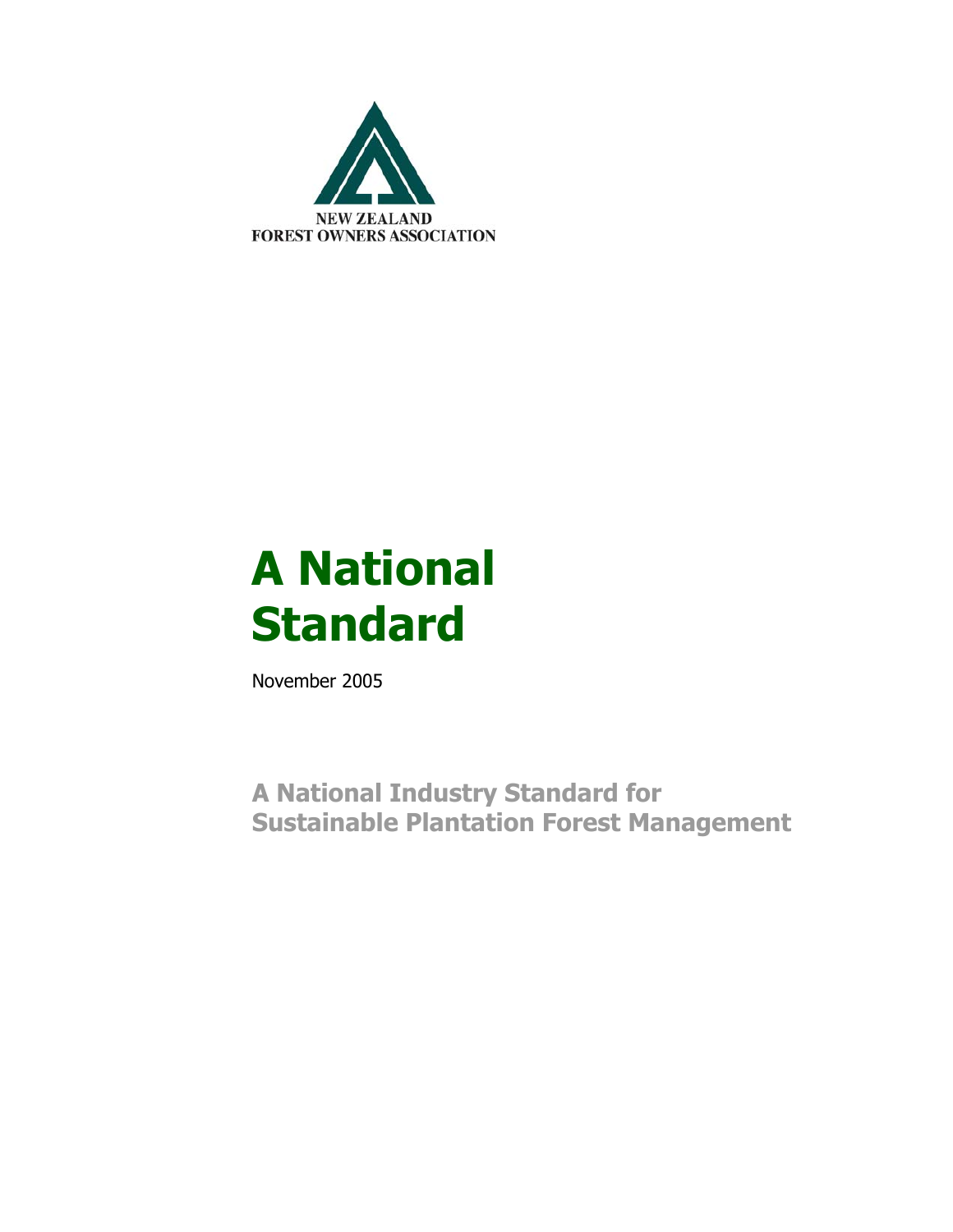NEW ZEALAND
FOREST OWNERS ASSOCIATION

# A National Standard

November 2005

## A National Industry Standard for Sustainable Plantation Forest Management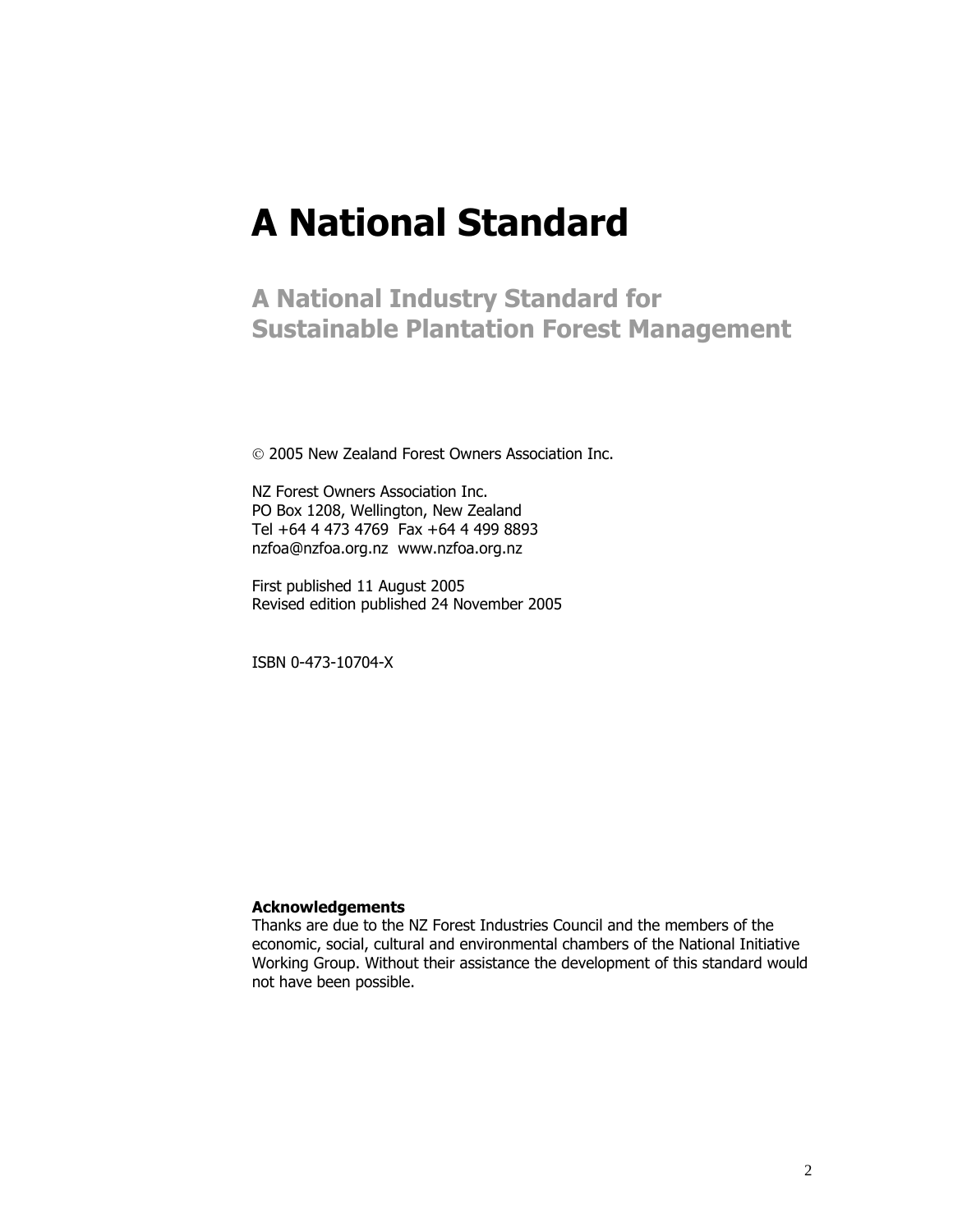# A National Standard

## A National Industry Standard for Sustainable Plantation Forest Management

© 2005 New Zealand Forest Owners Association Inc.

NZ Forest Owners Association Inc.
PO Box 1208, Wellington, New Zealand
Tel +64 4 473 4769 Fax +64 4 499 8893
nzfoa@nzfoa.org.nz www.nzfoa.org.nz

First published 11 August 2005
Revised edition published 24 November 2005

ISBN 0-473-10704-X

**Acknowledgements**
Thanks are due to the NZ Forest Industries Council and the members of the economic, social, cultural and environmental chambers of the National Initiative Working Group. Without their assistance the development of this standard would not have been possible.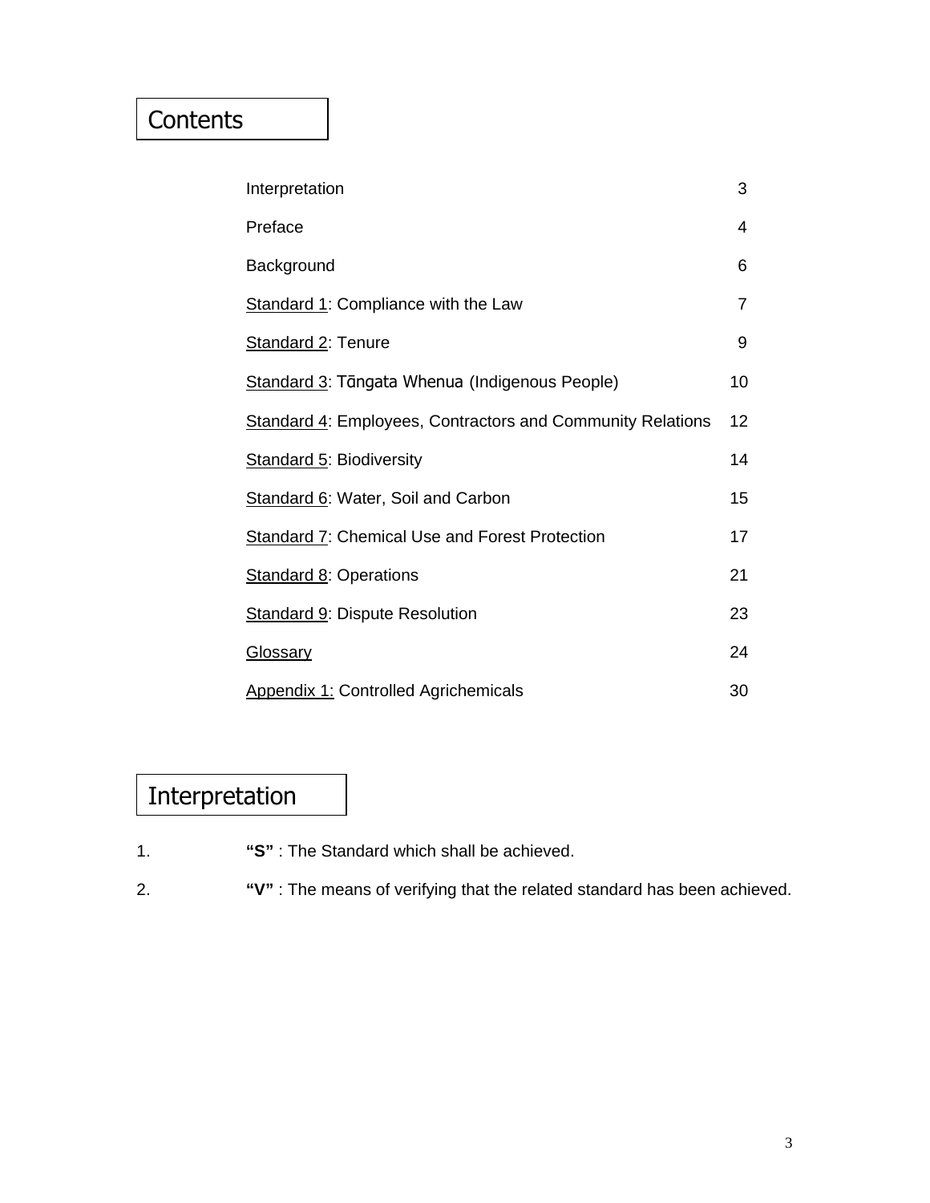# Contents

| | |
|---|---|
| Interpretation | 3 |
| Preface | 4 |
| Background | 6 |
| Standard 1: Compliance with the Law | 7 |
| Standard 2: Tenure | 9 |
| Standard 3: Tāngata Whenua (Indigenous People) | 10 |
| Standard 4: Employees, Contractors and Community Relations | 12 |
| Standard 5: Biodiversity | 14 |
| Standard 6: Water, Soil and Carbon | 15 |
| Standard 7: Chemical Use and Forest Protection | 17 |
| Standard 8: Operations | 21 |
| Standard 9: Dispute Resolution | 23 |
| Glossary | 24 |
| Appendix 1: Controlled Agrichemicals | 30 |

# Interpretation

1. **"S"** : The Standard which shall be achieved.
2. **"V"** : The means of verifying that the related standard has been achieved.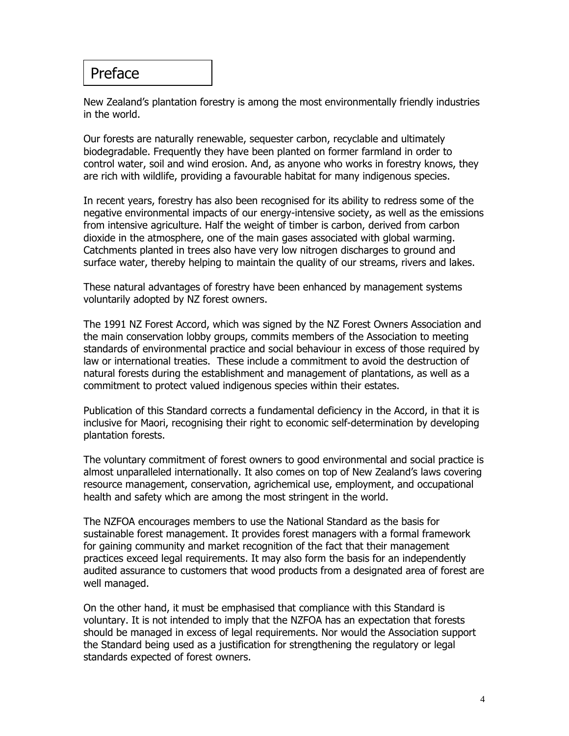# Preface

New Zealand's plantation forestry is among the most environmentally friendly industries in the world.

Our forests are naturally renewable, sequester carbon, recyclable and ultimately biodegradable. Frequently they have been planted on former farmland in order to control water, soil and wind erosion. And, as anyone who works in forestry knows, they are rich with wildlife, providing a favourable habitat for many indigenous species.

In recent years, forestry has also been recognised for its ability to redress some of the negative environmental impacts of our energy-intensive society, as well as the emissions from intensive agriculture. Half the weight of timber is carbon, derived from carbon dioxide in the atmosphere, one of the main gases associated with global warming. Catchments planted in trees also have very low nitrogen discharges to ground and surface water, thereby helping to maintain the quality of our streams, rivers and lakes.

These natural advantages of forestry have been enhanced by management systems voluntarily adopted by NZ forest owners.

The 1991 NZ Forest Accord, which was signed by the NZ Forest Owners Association and the main conservation lobby groups, commits members of the Association to meeting standards of environmental practice and social behaviour in excess of those required by law or international treaties. These include a commitment to avoid the destruction of natural forests during the establishment and management of plantations, as well as a commitment to protect valued indigenous species within their estates.

Publication of this Standard corrects a fundamental deficiency in the Accord, in that it is inclusive for Maori, recognising their right to economic self-determination by developing plantation forests.

The voluntary commitment of forest owners to good environmental and social practice is almost unparalleled internationally. It also comes on top of New Zealand's laws covering resource management, conservation, agrichemical use, employment, and occupational health and safety which are among the most stringent in the world.

The NZFOA encourages members to use the National Standard as the basis for sustainable forest management. It provides forest managers with a formal framework for gaining community and market recognition of the fact that their management practices exceed legal requirements. It may also form the basis for an independently audited assurance to customers that wood products from a designated area of forest are well managed.

On the other hand, it must be emphasised that compliance with this Standard is voluntary. It is not intended to imply that the NZFOA has an expectation that forests should be managed in excess of legal requirements. Nor would the Association support the Standard being used as a justification for strengthening the regulatory or legal standards expected of forest owners.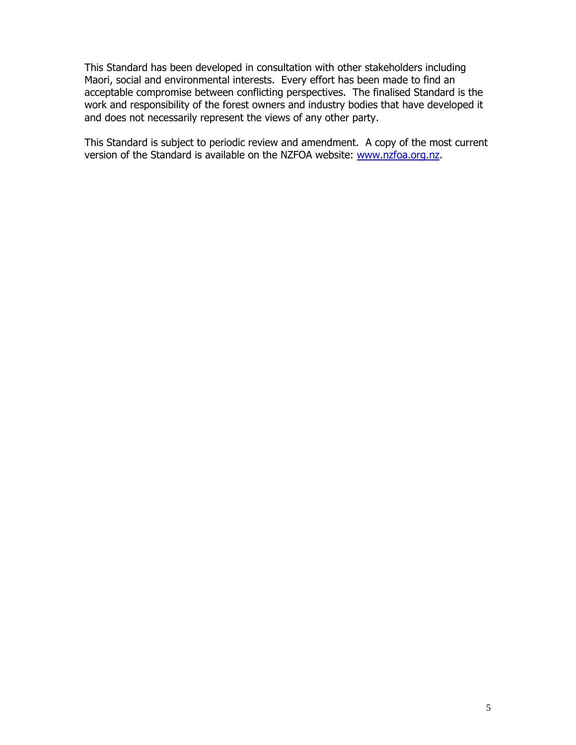This Standard has been developed in consultation with other stakeholders including Maori, social and environmental interests. Every effort has been made to find an acceptable compromise between conflicting perspectives. The finalised Standard is the work and responsibility of the forest owners and industry bodies that have developed it and does not necessarily represent the views of any other party.

This Standard is subject to periodic review and amendment. A copy of the most current version of the Standard is available on the NZFOA website: [www.nzfoa.org.nz](http://www.nzfoa.org.nz).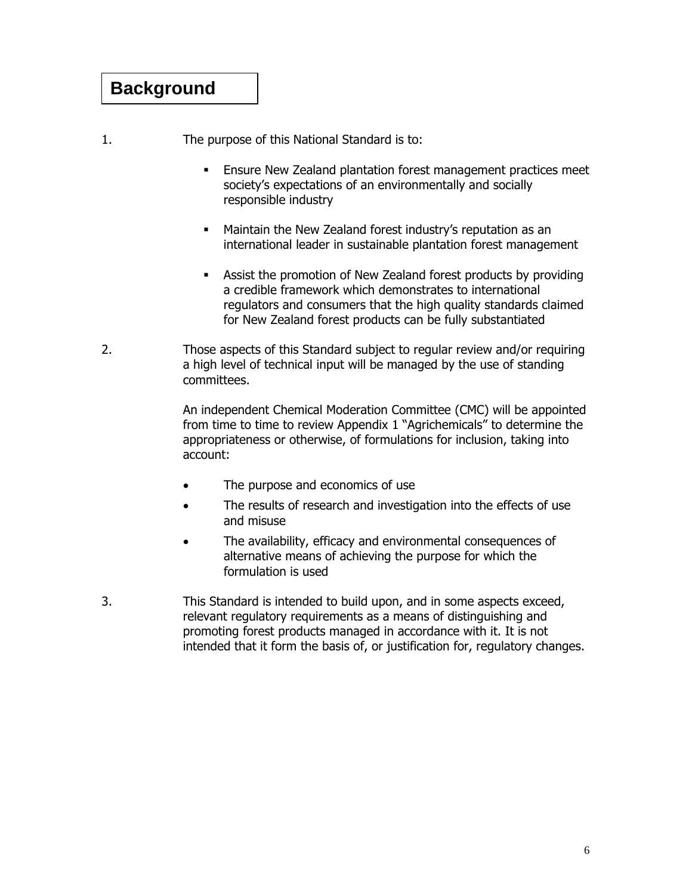# Background

1. The purpose of this National Standard is to:

   - Ensure New Zealand plantation forest management practices meet society's expectations of an environmentally and socially responsible industry

   - Maintain the New Zealand forest industry's reputation as an international leader in sustainable plantation forest management

   - Assist the promotion of New Zealand forest products by providing a credible framework which demonstrates to international regulators and consumers that the high quality standards claimed for New Zealand forest products can be fully substantiated

2. Those aspects of this Standard subject to regular review and/or requiring a high level of technical input will be managed by the use of standing committees.

   An independent Chemical Moderation Committee (CMC) will be appointed from time to time to review Appendix 1 "Agrichemicals" to determine the appropriateness or otherwise, of formulations for inclusion, taking into account:

   - The purpose and economics of use
   - The results of research and investigation into the effects of use and misuse
   - The availability, efficacy and environmental consequences of alternative means of achieving the purpose for which the formulation is used

3. This Standard is intended to build upon, and in some aspects exceed, relevant regulatory requirements as a means of distinguishing and promoting forest products managed in accordance with it. It is not intended that it form the basis of, or justification for, regulatory changes.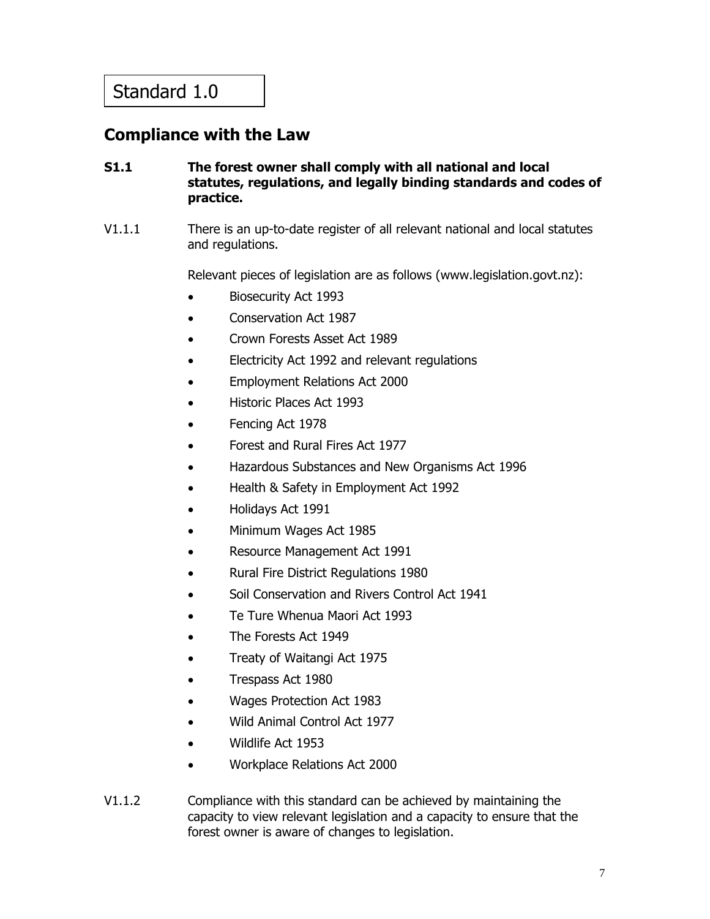# Standard 1.0

## Compliance with the Law

**S1.1 The forest owner shall comply with all national and local statutes, regulations, and legally binding standards and codes of practice.**

V1.1.1 There is an up-to-date register of all relevant national and local statutes and regulations.

Relevant pieces of legislation are as follows (www.legislation.govt.nz):

- Biosecurity Act 1993
- Conservation Act 1987
- Crown Forests Asset Act 1989
- Electricity Act 1992 and relevant regulations
- Employment Relations Act 2000
- Historic Places Act 1993
- Fencing Act 1978
- Forest and Rural Fires Act 1977
- Hazardous Substances and New Organisms Act 1996
- Health & Safety in Employment Act 1992
- Holidays Act 1991
- Minimum Wages Act 1985
- Resource Management Act 1991
- Rural Fire District Regulations 1980
- Soil Conservation and Rivers Control Act 1941
- Te Ture Whenua Maori Act 1993
- The Forests Act 1949
- Treaty of Waitangi Act 1975
- Trespass Act 1980
- Wages Protection Act 1983
- Wild Animal Control Act 1977
- Wildlife Act 1953
- Workplace Relations Act 2000

V1.1.2 Compliance with this standard can be achieved by maintaining the capacity to view relevant legislation and a capacity to ensure that the forest owner is aware of changes to legislation.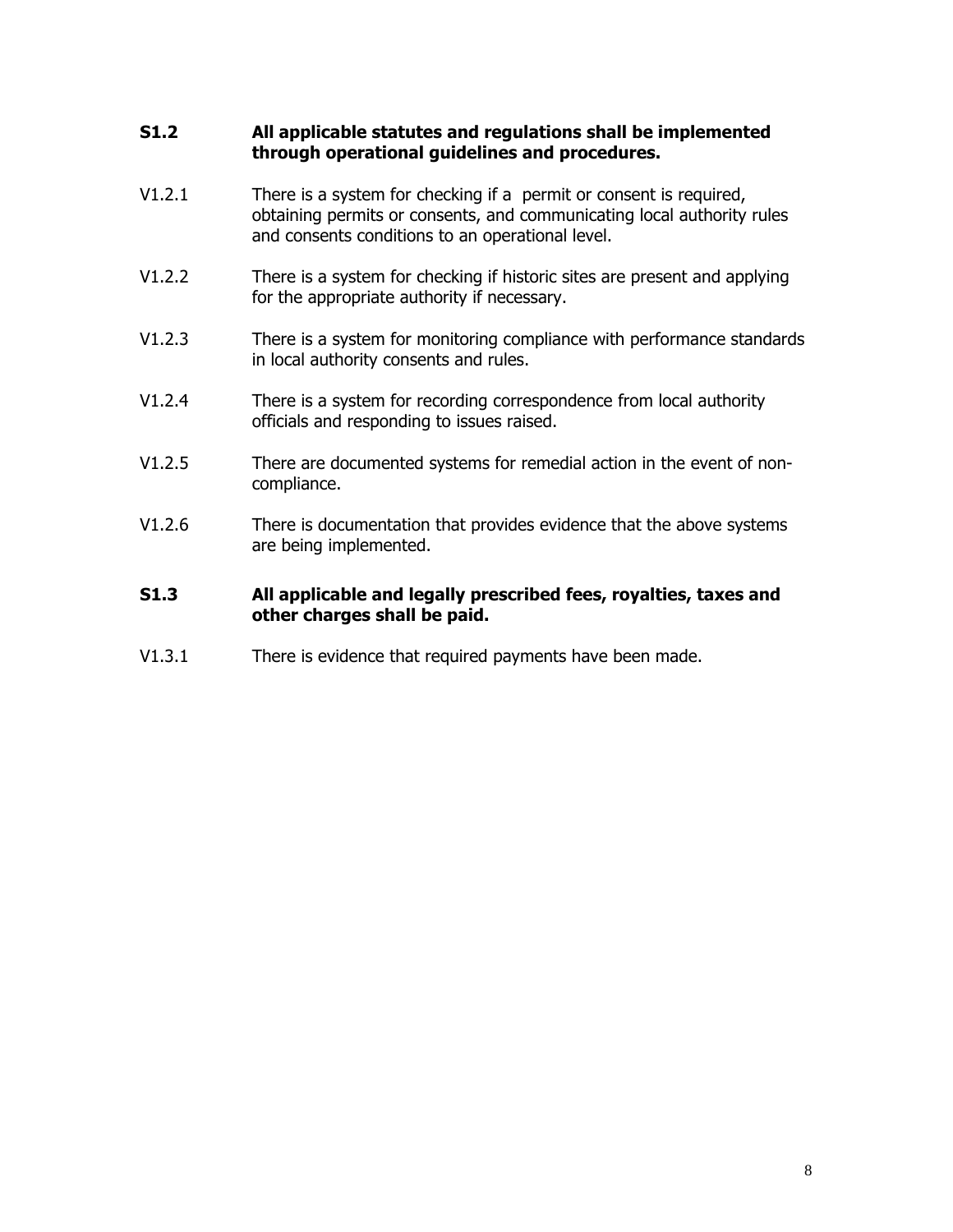**S1.2 All applicable statutes and regulations shall be implemented through operational guidelines and procedures.**

V1.2.1 There is a system for checking if a permit or consent is required, obtaining permits or consents, and communicating local authority rules and consents conditions to an operational level.

V1.2.2 There is a system for checking if historic sites are present and applying for the appropriate authority if necessary.

V1.2.3 There is a system for monitoring compliance with performance standards in local authority consents and rules.

V1.2.4 There is a system for recording correspondence from local authority officials and responding to issues raised.

V1.2.5 There are documented systems for remedial action in the event of non-compliance.

V1.2.6 There is documentation that provides evidence that the above systems are being implemented.

**S1.3 All applicable and legally prescribed fees, royalties, taxes and other charges shall be paid.**

V1.3.1 There is evidence that required payments have been made.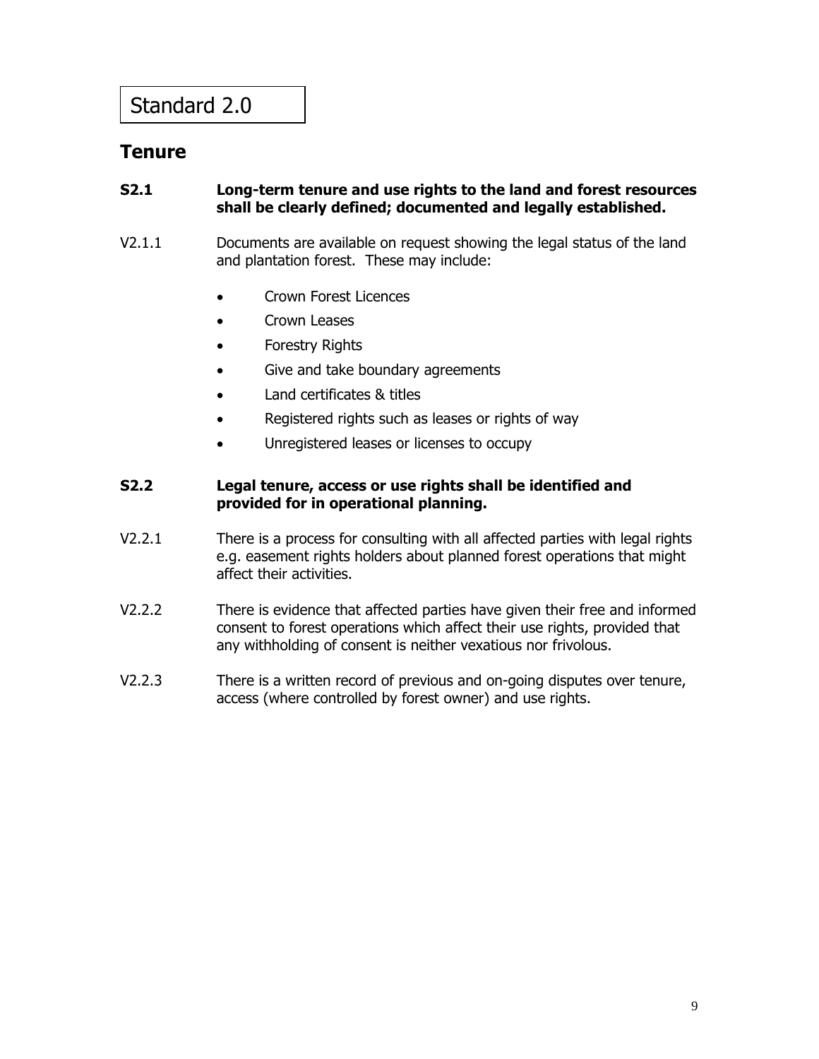# Standard 2.0

## Tenure

**S2.1 Long-term tenure and use rights to the land and forest resources shall be clearly defined; documented and legally established.**

V2.1.1 Documents are available on request showing the legal status of the land and plantation forest. These may include:

- Crown Forest Licences
- Crown Leases
- Forestry Rights
- Give and take boundary agreements
- Land certificates & titles
- Registered rights such as leases or rights of way
- Unregistered leases or licenses to occupy

**S2.2 Legal tenure, access or use rights shall be identified and provided for in operational planning.**

V2.2.1 There is a process for consulting with all affected parties with legal rights e.g. easement rights holders about planned forest operations that might affect their activities.

V2.2.2 There is evidence that affected parties have given their free and informed consent to forest operations which affect their use rights, provided that any withholding of consent is neither vexatious nor frivolous.

V2.2.3 There is a written record of previous and on-going disputes over tenure, access (where controlled by forest owner) and use rights.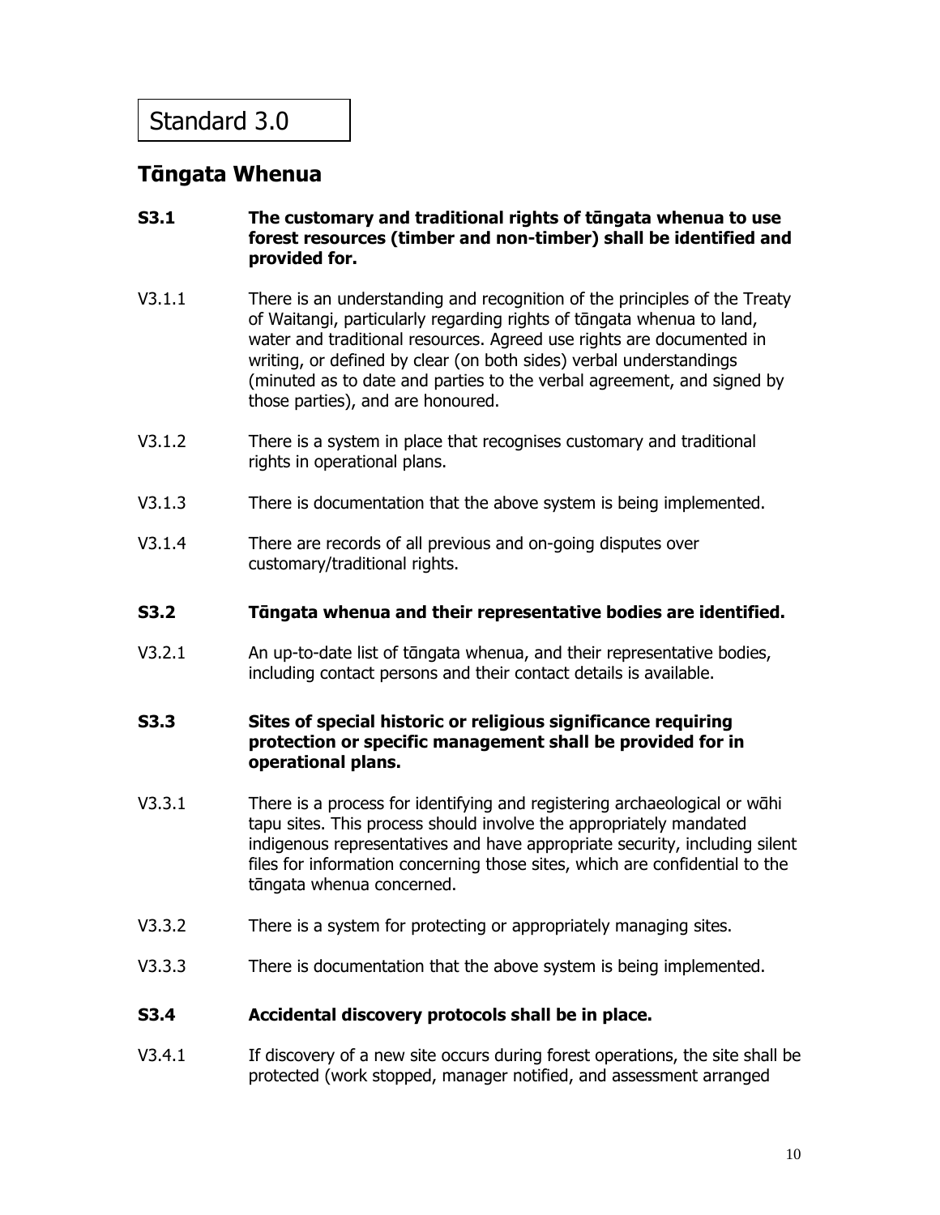Standard 3.0

## Tāngata Whenua

**S3.1 The customary and traditional rights of tāngata whenua to use forest resources (timber and non-timber) shall be identified and provided for.**

V3.1.1 There is an understanding and recognition of the principles of the Treaty of Waitangi, particularly regarding rights of tāngata whenua to land, water and traditional resources. Agreed use rights are documented in writing, or defined by clear (on both sides) verbal understandings (minuted as to date and parties to the verbal agreement, and signed by those parties), and are honoured.

V3.1.2 There is a system in place that recognises customary and traditional rights in operational plans.

V3.1.3 There is documentation that the above system is being implemented.

V3.1.4 There are records of all previous and on-going disputes over customary/traditional rights.

**S3.2 Tāngata whenua and their representative bodies are identified.**

V3.2.1 An up-to-date list of tāngata whenua, and their representative bodies, including contact persons and their contact details is available.

**S3.3 Sites of special historic or religious significance requiring protection or specific management shall be provided for in operational plans.**

V3.3.1 There is a process for identifying and registering archaeological or wāhi tapu sites. This process should involve the appropriately mandated indigenous representatives and have appropriate security, including silent files for information concerning those sites, which are confidential to the tāngata whenua concerned.

V3.3.2 There is a system for protecting or appropriately managing sites.

V3.3.3 There is documentation that the above system is being implemented.

**S3.4 Accidental discovery protocols shall be in place.**

V3.4.1 If discovery of a new site occurs during forest operations, the site shall be protected (work stopped, manager notified, and assessment arranged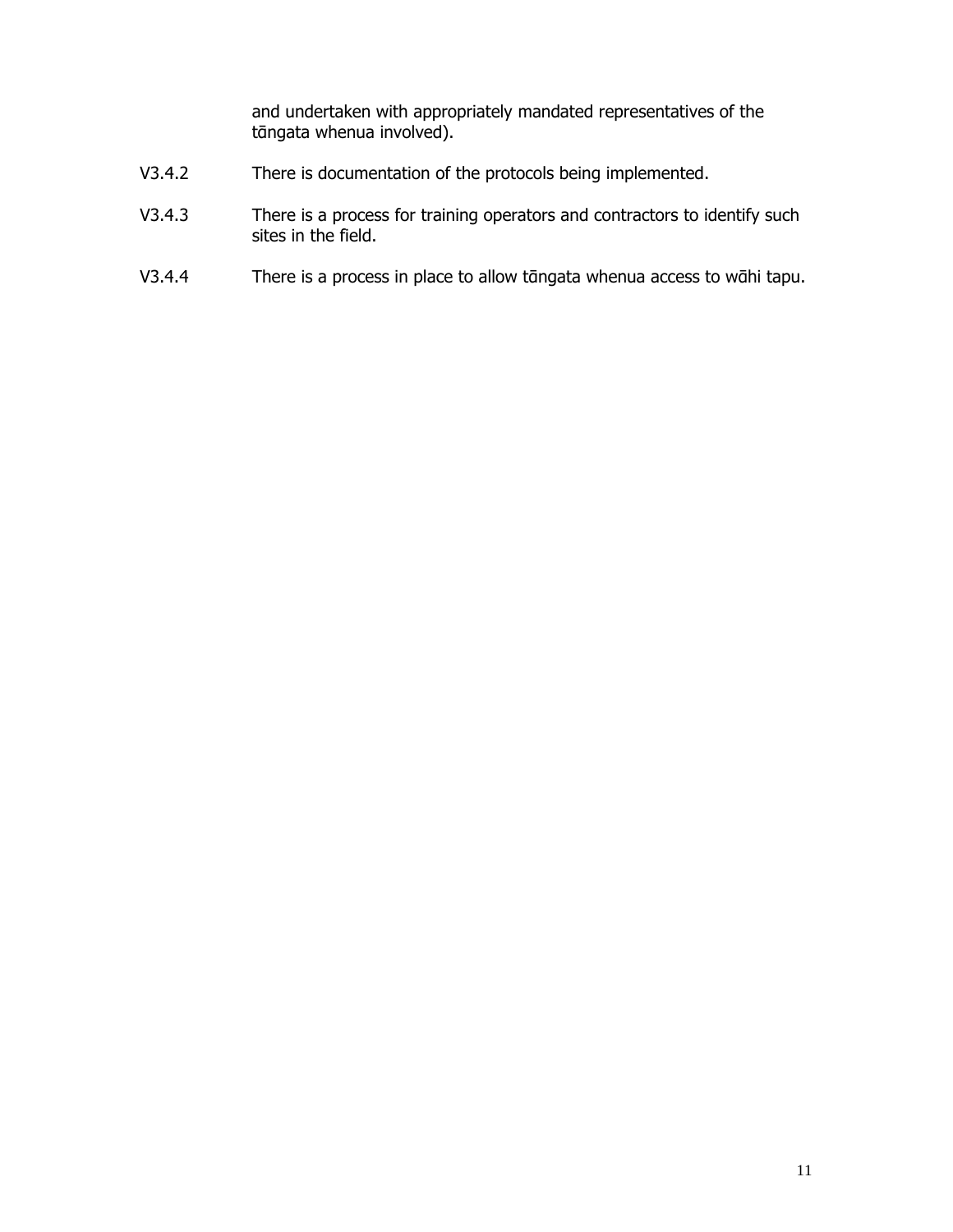and undertaken with appropriately mandated representatives of the tāngata whenua involved).

V3.4.2 There is documentation of the protocols being implemented.

V3.4.3 There is a process for training operators and contractors to identify such sites in the field.

V3.4.4 There is a process in place to allow tāngata whenua access to wāhi tapu.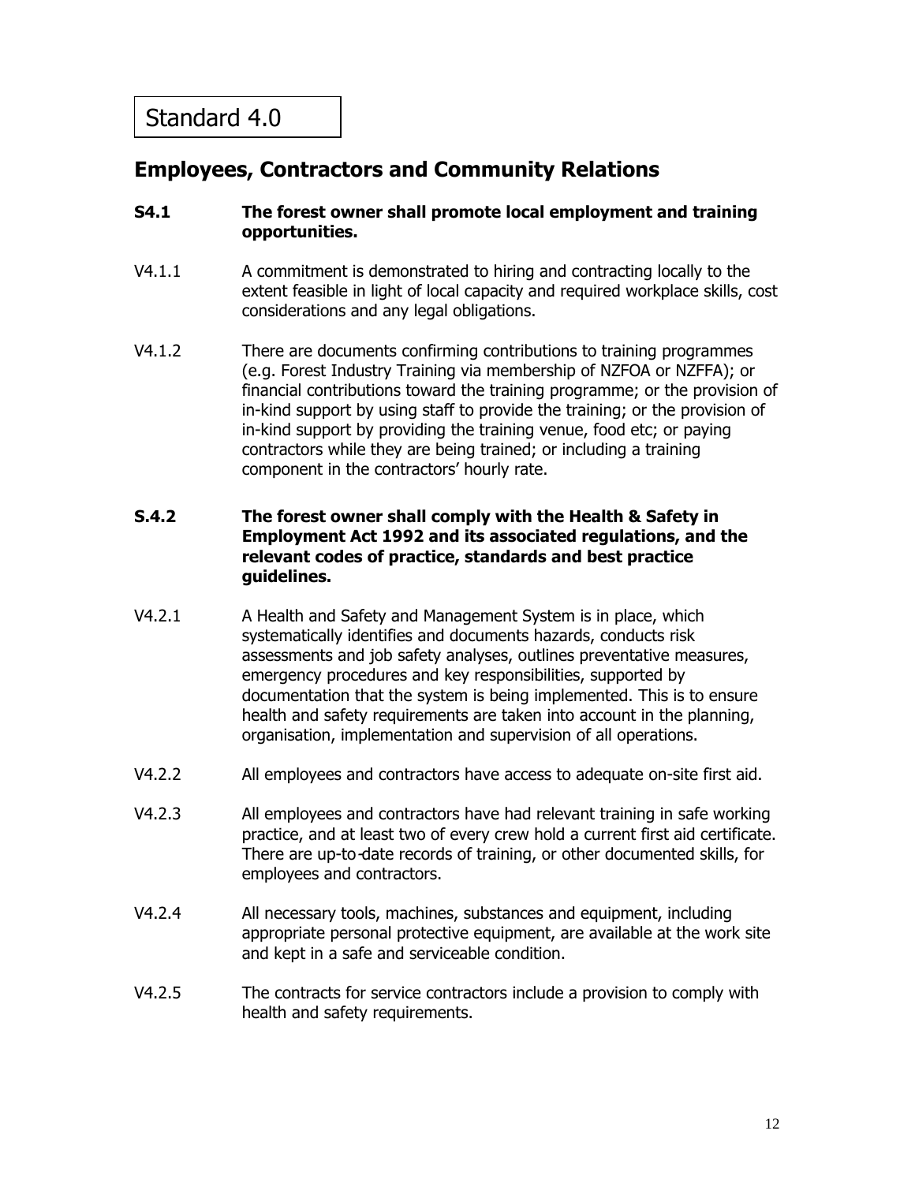# Standard 4.0

## Employees, Contractors and Community Relations

**S4.1 The forest owner shall promote local employment and training opportunities.**

V4.1.1 A commitment is demonstrated to hiring and contracting locally to the extent feasible in light of local capacity and required workplace skills, cost considerations and any legal obligations.

V4.1.2 There are documents confirming contributions to training programmes (e.g. Forest Industry Training via membership of NZFOA or NZFFA); or financial contributions toward the training programme; or the provision of in-kind support by using staff to provide the training; or the provision of in-kind support by providing the training venue, food etc; or paying contractors while they are being trained; or including a training component in the contractors' hourly rate.

**S.4.2 The forest owner shall comply with the Health & Safety in Employment Act 1992 and its associated regulations, and the relevant codes of practice, standards and best practice guidelines.**

V4.2.1 A Health and Safety and Management System is in place, which systematically identifies and documents hazards, conducts risk assessments and job safety analyses, outlines preventative measures, emergency procedures and key responsibilities, supported by documentation that the system is being implemented. This is to ensure health and safety requirements are taken into account in the planning, organisation, implementation and supervision of all operations.

V4.2.2 All employees and contractors have access to adequate on-site first aid.

V4.2.3 All employees and contractors have had relevant training in safe working practice, and at least two of every crew hold a current first aid certificate. There are up-to-date records of training, or other documented skills, for employees and contractors.

V4.2.4 All necessary tools, machines, substances and equipment, including appropriate personal protective equipment, are available at the work site and kept in a safe and serviceable condition.

V4.2.5 The contracts for service contractors include a provision to comply with health and safety requirements.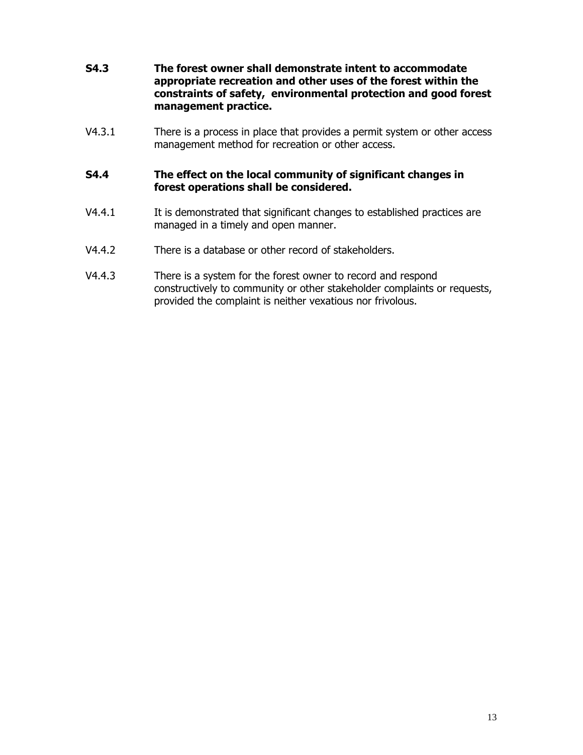**S4.3 The forest owner shall demonstrate intent to accommodate appropriate recreation and other uses of the forest within the constraints of safety, environmental protection and good forest management practice.**

V4.3.1 There is a process in place that provides a permit system or other access management method for recreation or other access.

**S4.4 The effect on the local community of significant changes in forest operations shall be considered.**

V4.4.1 It is demonstrated that significant changes to established practices are managed in a timely and open manner.

V4.4.2 There is a database or other record of stakeholders.

V4.4.3 There is a system for the forest owner to record and respond constructively to community or other stakeholder complaints or requests, provided the complaint is neither vexatious nor frivolous.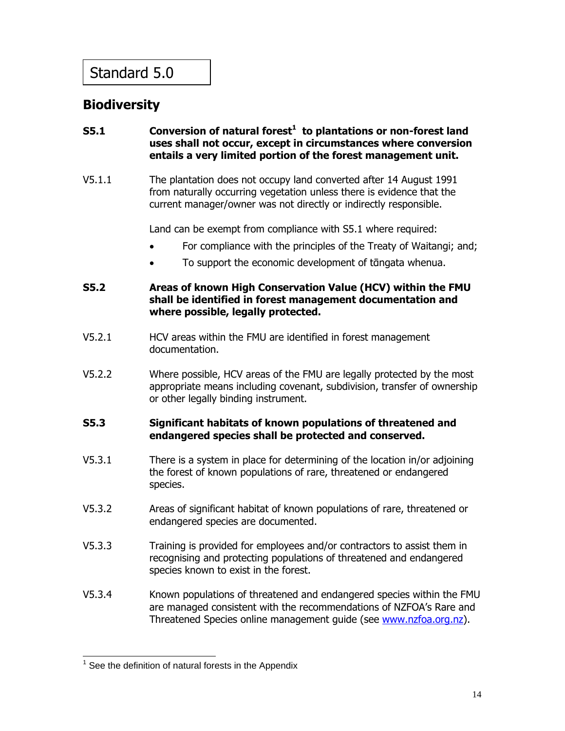# Standard 5.0

## Biodiversity

**S5.1 Conversion of natural forest[1] to plantations or non-forest land uses shall not occur, except in circumstances where conversion entails a very limited portion of the forest management unit.**

V5.1.1 The plantation does not occupy land converted after 14 August 1991 from naturally occurring vegetation unless there is evidence that the current manager/owner was not directly or indirectly responsible.

Land can be exempt from compliance with S5.1 where required:

- For compliance with the principles of the Treaty of Waitangi; and;
- To support the economic development of tāngata whenua.

**S5.2 Areas of known High Conservation Value (HCV) within the FMU shall be identified in forest management documentation and where possible, legally protected.**

V5.2.1 HCV areas within the FMU are identified in forest management documentation.

V5.2.2 Where possible, HCV areas of the FMU are legally protected by the most appropriate means including covenant, subdivision, transfer of ownership or other legally binding instrument.

**S5.3 Significant habitats of known populations of threatened and endangered species shall be protected and conserved.**

V5.3.1 There is a system in place for determining of the location in/or adjoining the forest of known populations of rare, threatened or endangered species.

V5.3.2 Areas of significant habitat of known populations of rare, threatened or endangered species are documented.

V5.3.3 Training is provided for employees and/or contractors to assist them in recognising and protecting populations of threatened and endangered species known to exist in the forest.

V5.3.4 Known populations of threatened and endangered species within the FMU are managed consistent with the recommendations of NZFOA's Rare and Threatened Species online management guide (see www.nzfoa.org.nz).

---

[1] See the definition of natural forests in the Appendix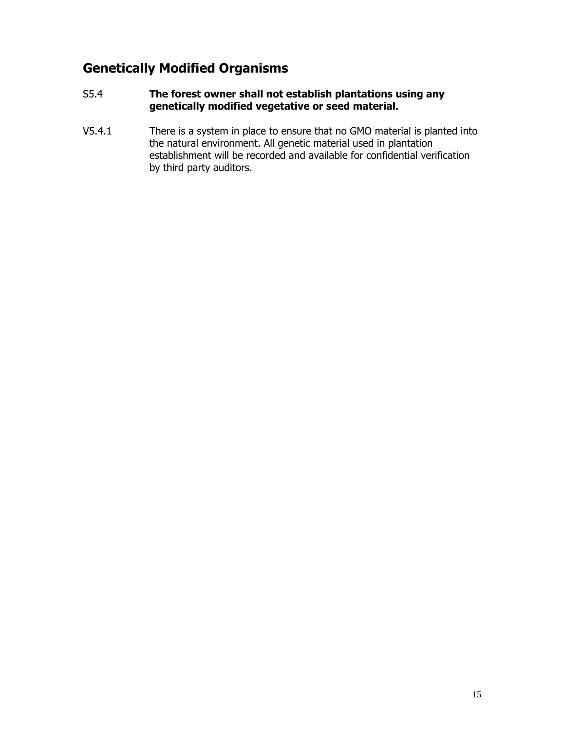## Genetically Modified Organisms

S5.4 **The forest owner shall not establish plantations using any genetically modified vegetative or seed material.**

V5.4.1 There is a system in place to ensure that no GMO material is planted into the natural environment. All genetic material used in plantation establishment will be recorded and available for confidential verification by third party auditors.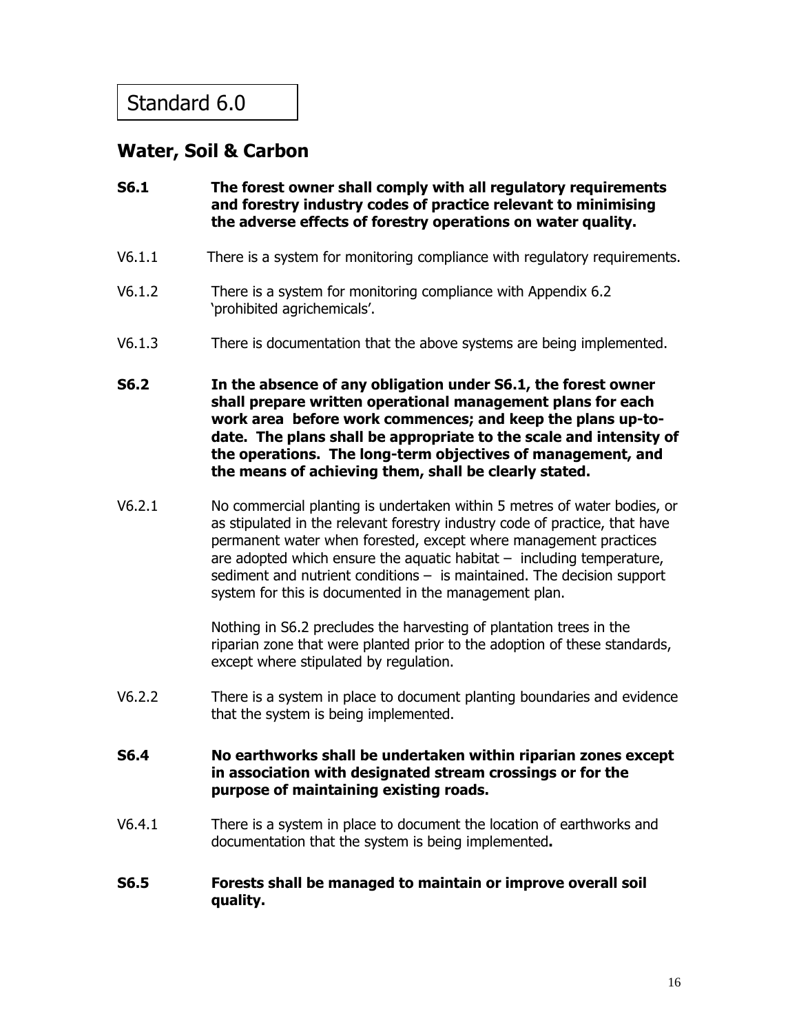# Standard 6.0

## Water, Soil & Carbon

**S6.1 The forest owner shall comply with all regulatory requirements and forestry industry codes of practice relevant to minimising the adverse effects of forestry operations on water quality.**

V6.1.1 There is a system for monitoring compliance with regulatory requirements.

V6.1.2 There is a system for monitoring compliance with Appendix 6.2 'prohibited agrichemicals'.

V6.1.3 There is documentation that the above systems are being implemented.

**S6.2 In the absence of any obligation under S6.1, the forest owner shall prepare written operational management plans for each work area before work commences; and keep the plans up-to-date. The plans shall be appropriate to the scale and intensity of the operations. The long-term objectives of management, and the means of achieving them, shall be clearly stated.**

V6.2.1 No commercial planting is undertaken within 5 metres of water bodies, or as stipulated in the relevant forestry industry code of practice, that have permanent water when forested, except where management practices are adopted which ensure the aquatic habitat – including temperature, sediment and nutrient conditions – is maintained. The decision support system for this is documented in the management plan.

Nothing in S6.2 precludes the harvesting of plantation trees in the riparian zone that were planted prior to the adoption of these standards, except where stipulated by regulation.

V6.2.2 There is a system in place to document planting boundaries and evidence that the system is being implemented.

**S6.4 No earthworks shall be undertaken within riparian zones except in association with designated stream crossings or for the purpose of maintaining existing roads.**

V6.4.1 There is a system in place to document the location of earthworks and documentation that the system is being implemented**.**

**S6.5 Forests shall be managed to maintain or improve overall soil quality.**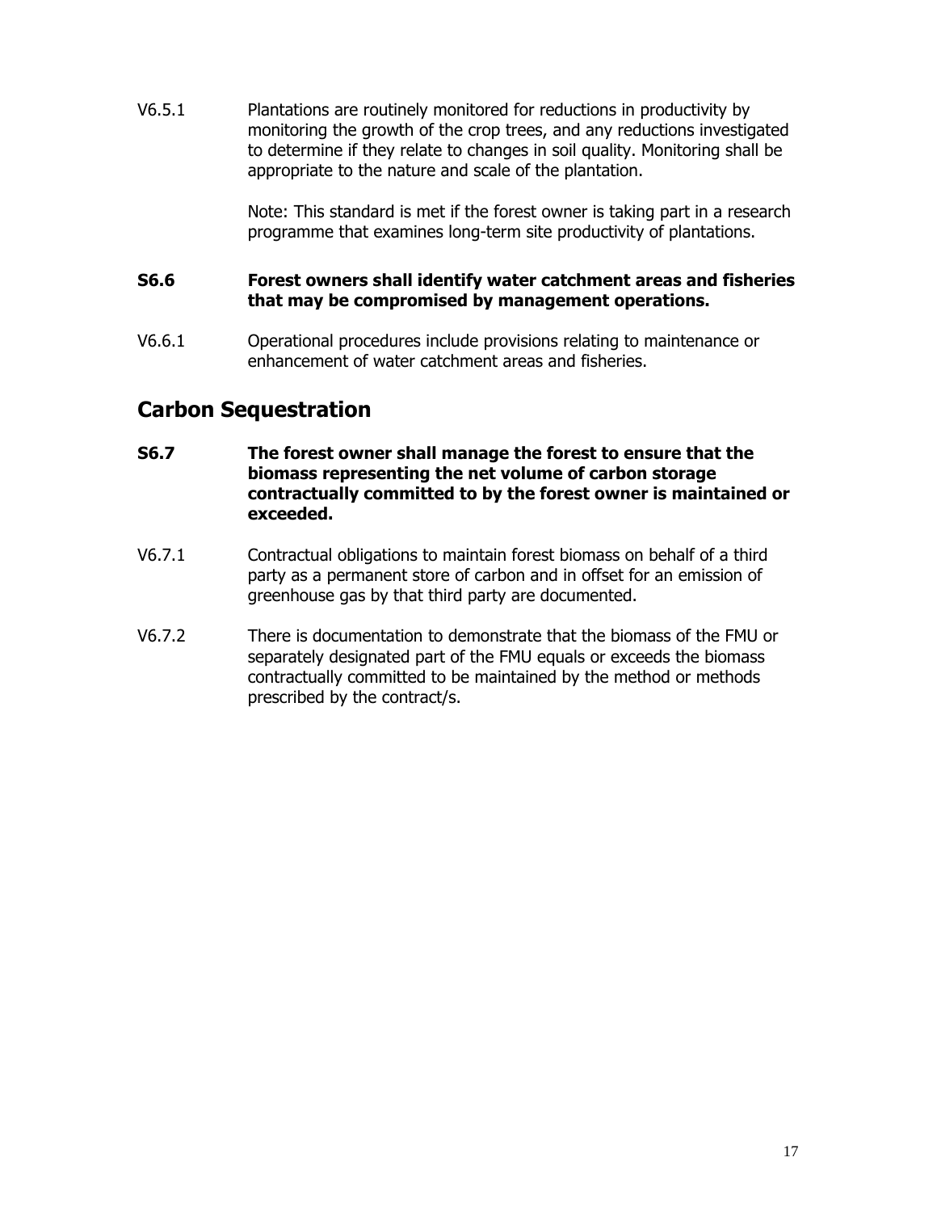V6.5.1 Plantations are routinely monitored for reductions in productivity by monitoring the growth of the crop trees, and any reductions investigated to determine if they relate to changes in soil quality. Monitoring shall be appropriate to the nature and scale of the plantation.

Note: This standard is met if the forest owner is taking part in a research programme that examines long-term site productivity of plantations.

**S6.6 Forest owners shall identify water catchment areas and fisheries that may be compromised by management operations.**

V6.6.1 Operational procedures include provisions relating to maintenance or enhancement of water catchment areas and fisheries.

## Carbon Sequestration

**S6.7 The forest owner shall manage the forest to ensure that the biomass representing the net volume of carbon storage contractually committed to by the forest owner is maintained or exceeded.**

V6.7.1 Contractual obligations to maintain forest biomass on behalf of a third party as a permanent store of carbon and in offset for an emission of greenhouse gas by that third party are documented.

V6.7.2 There is documentation to demonstrate that the biomass of the FMU or separately designated part of the FMU equals or exceeds the biomass contractually committed to be maintained by the method or methods prescribed by the contract/s.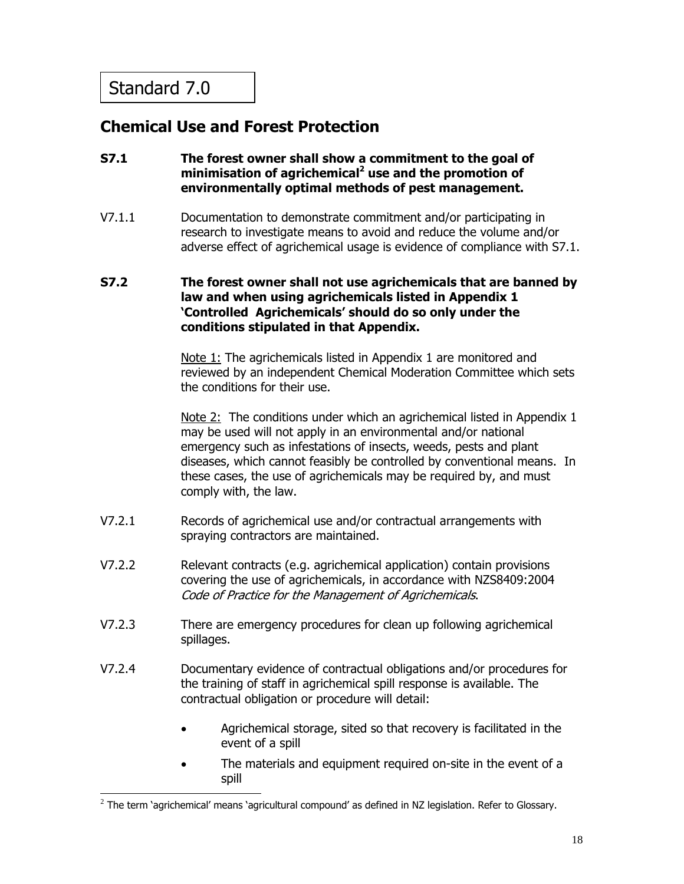# Standard 7.0

## Chemical Use and Forest Protection

**S7.1 The forest owner shall show a commitment to the goal of minimisation of agrichemical[2] use and the promotion of environmentally optimal methods of pest management.**

V7.1.1 Documentation to demonstrate commitment and/or participating in research to investigate means to avoid and reduce the volume and/or adverse effect of agrichemical usage is evidence of compliance with S7.1.

**S7.2 The forest owner shall not use agrichemicals that are banned by law and when using agrichemicals listed in Appendix 1 'Controlled Agrichemicals' should do so only under the conditions stipulated in that Appendix.**

Note 1: The agrichemicals listed in Appendix 1 are monitored and reviewed by an independent Chemical Moderation Committee which sets the conditions for their use.

Note 2: The conditions under which an agrichemical listed in Appendix 1 may be used will not apply in an environmental and/or national emergency such as infestations of insects, weeds, pests and plant diseases, which cannot feasibly be controlled by conventional means. In these cases, the use of agrichemicals may be required by, and must comply with, the law.

V7.2.1 Records of agrichemical use and/or contractual arrangements with spraying contractors are maintained.

V7.2.2 Relevant contracts (e.g. agrichemical application) contain provisions covering the use of agrichemicals, in accordance with NZS8409:2004 *Code of Practice for the Management of Agrichemicals*.

V7.2.3 There are emergency procedures for clean up following agrichemical spillages.

V7.2.4 Documentary evidence of contractual obligations and/or procedures for the training of staff in agrichemical spill response is available. The contractual obligation or procedure will detail:

- Agrichemical storage, sited so that recovery is facilitated in the event of a spill
- The materials and equipment required on-site in the event of a spill

[2] The term 'agrichemical' means 'agricultural compound' as defined in NZ legislation. Refer to Glossary.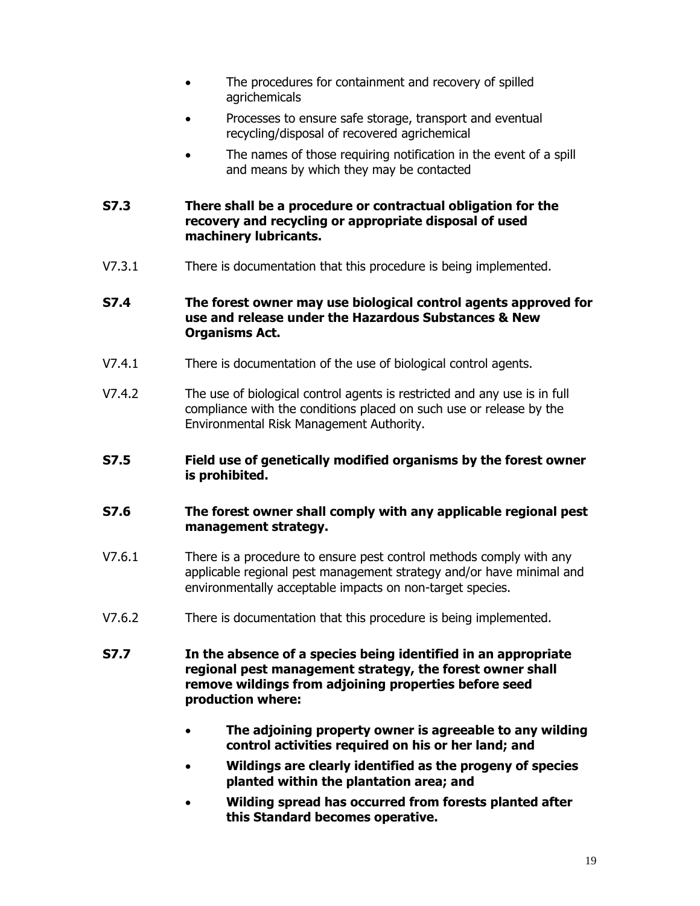- The procedures for containment and recovery of spilled agrichemicals
- Processes to ensure safe storage, transport and eventual recycling/disposal of recovered agrichemical
- The names of those requiring notification in the event of a spill and means by which they may be contacted

**S7.3 There shall be a procedure or contractual obligation for the recovery and recycling or appropriate disposal of used machinery lubricants.**

V7.3.1 There is documentation that this procedure is being implemented.

**S7.4 The forest owner may use biological control agents approved for use and release under the Hazardous Substances & New Organisms Act.**

V7.4.1 There is documentation of the use of biological control agents.

V7.4.2 The use of biological control agents is restricted and any use is in full compliance with the conditions placed on such use or release by the Environmental Risk Management Authority.

**S7.5 Field use of genetically modified organisms by the forest owner is prohibited.**

**S7.6 The forest owner shall comply with any applicable regional pest management strategy.**

V7.6.1 There is a procedure to ensure pest control methods comply with any applicable regional pest management strategy and/or have minimal and environmentally acceptable impacts on non-target species.

V7.6.2 There is documentation that this procedure is being implemented.

**S7.7 In the absence of a species being identified in an appropriate regional pest management strategy, the forest owner shall remove wildings from adjoining properties before seed production where:**

- **The adjoining property owner is agreeable to any wilding control activities required on his or her land; and**
- **Wildings are clearly identified as the progeny of species planted within the plantation area; and**
- **Wilding spread has occurred from forests planted after this Standard becomes operative.**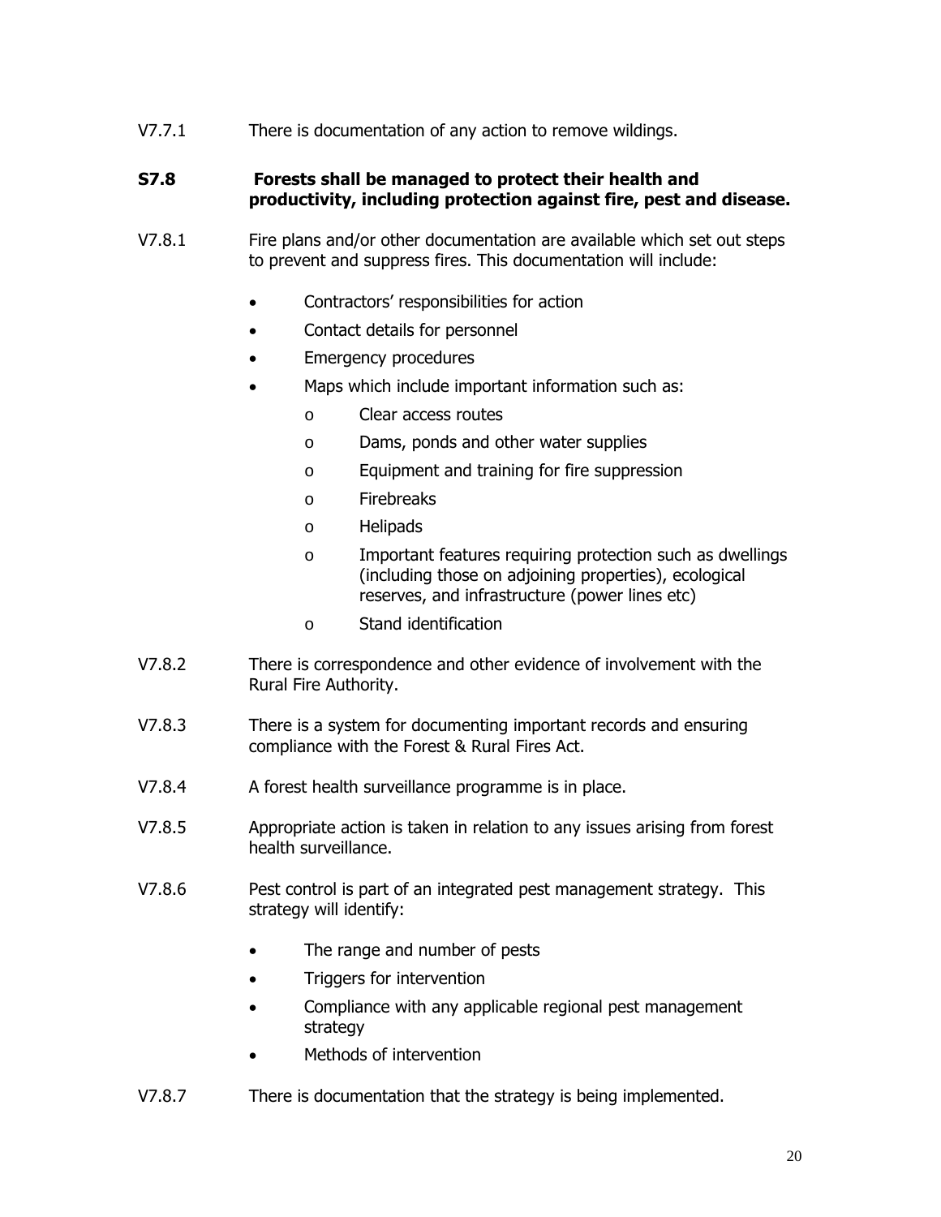V7.7.1 There is documentation of any action to remove wildings.

**S7.8 Forests shall be managed to protect their health and productivity, including protection against fire, pest and disease.**

V7.8.1 Fire plans and/or other documentation are available which set out steps to prevent and suppress fires. This documentation will include:

- Contractors' responsibilities for action
- Contact details for personnel
- Emergency procedures
- Maps which include important information such as:
  - Clear access routes
  - Dams, ponds and other water supplies
  - Equipment and training for fire suppression
  - Firebreaks
  - Helipads
  - Important features requiring protection such as dwellings (including those on adjoining properties), ecological reserves, and infrastructure (power lines etc)
  - Stand identification

V7.8.2 There is correspondence and other evidence of involvement with the Rural Fire Authority.

V7.8.3 There is a system for documenting important records and ensuring compliance with the Forest & Rural Fires Act.

V7.8.4 A forest health surveillance programme is in place.

V7.8.5 Appropriate action is taken in relation to any issues arising from forest health surveillance.

V7.8.6 Pest control is part of an integrated pest management strategy. This strategy will identify:

- The range and number of pests
- Triggers for intervention
- Compliance with any applicable regional pest management strategy
- Methods of intervention

V7.8.7 There is documentation that the strategy is being implemented.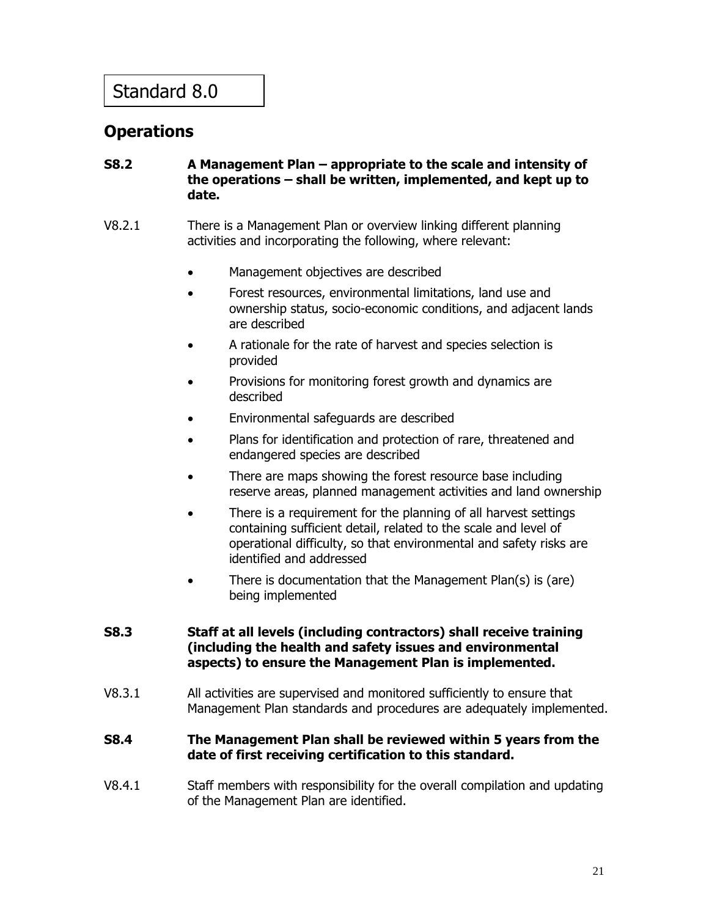# Standard 8.0

## Operations

**S8.2 A Management Plan – appropriate to the scale and intensity of the operations – shall be written, implemented, and kept up to date.**

V8.2.1 There is a Management Plan or overview linking different planning activities and incorporating the following, where relevant:

- Management objectives are described
- Forest resources, environmental limitations, land use and ownership status, socio-economic conditions, and adjacent lands are described
- A rationale for the rate of harvest and species selection is provided
- Provisions for monitoring forest growth and dynamics are described
- Environmental safeguards are described
- Plans for identification and protection of rare, threatened and endangered species are described
- There are maps showing the forest resource base including reserve areas, planned management activities and land ownership
- There is a requirement for the planning of all harvest settings containing sufficient detail, related to the scale and level of operational difficulty, so that environmental and safety risks are identified and addressed
- There is documentation that the Management Plan(s) is (are) being implemented

**S8.3 Staff at all levels (including contractors) shall receive training (including the health and safety issues and environmental aspects) to ensure the Management Plan is implemented.**

V8.3.1 All activities are supervised and monitored sufficiently to ensure that Management Plan standards and procedures are adequately implemented.

**S8.4 The Management Plan shall be reviewed within 5 years from the date of first receiving certification to this standard.**

V8.4.1 Staff members with responsibility for the overall compilation and updating of the Management Plan are identified.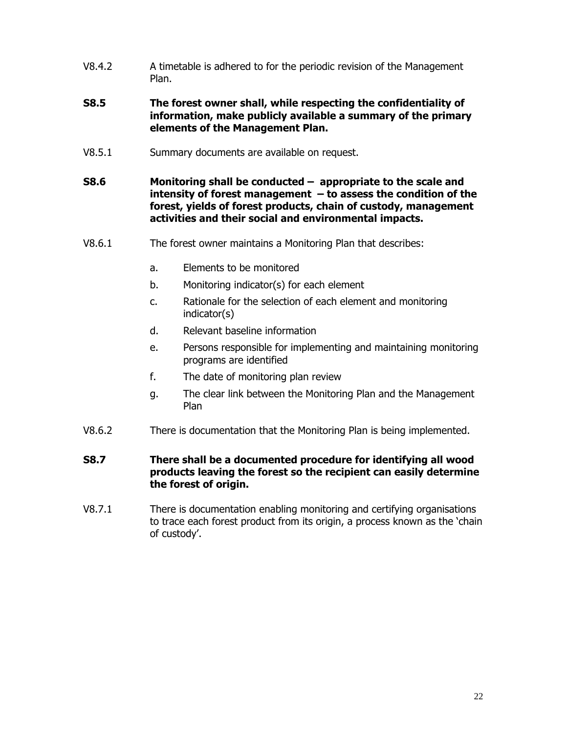V8.4.2 A timetable is adhered to for the periodic revision of the Management Plan.

**S8.5 The forest owner shall, while respecting the confidentiality of information, make publicly available a summary of the primary elements of the Management Plan.**

V8.5.1 Summary documents are available on request.

**S8.6 Monitoring shall be conducted – appropriate to the scale and intensity of forest management – to assess the condition of the forest, yields of forest products, chain of custody, management activities and their social and environmental impacts.**

V8.6.1 The forest owner maintains a Monitoring Plan that describes:

a. Elements to be monitored
b. Monitoring indicator(s) for each element
c. Rationale for the selection of each element and monitoring indicator(s)
d. Relevant baseline information
e. Persons responsible for implementing and maintaining monitoring programs are identified
f. The date of monitoring plan review
g. The clear link between the Monitoring Plan and the Management Plan

V8.6.2 There is documentation that the Monitoring Plan is being implemented.

**S8.7 There shall be a documented procedure for identifying all wood products leaving the forest so the recipient can easily determine the forest of origin.**

V8.7.1 There is documentation enabling monitoring and certifying organisations to trace each forest product from its origin, a process known as the 'chain of custody'.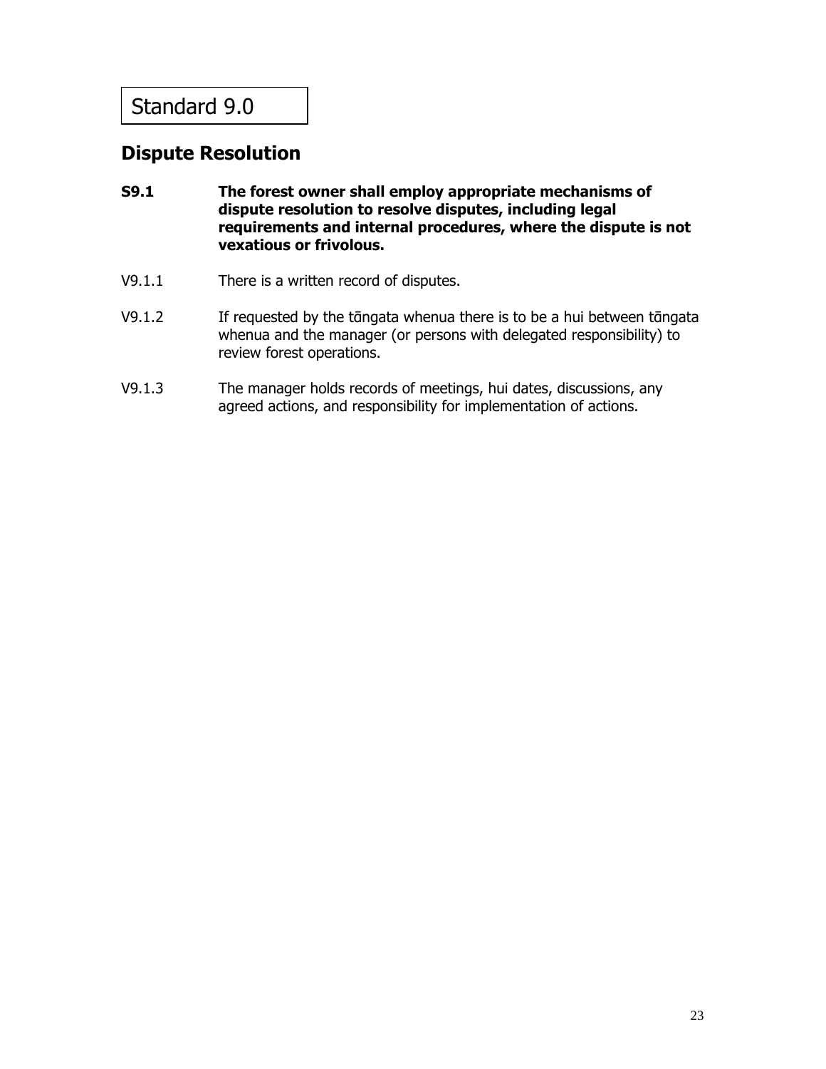Standard 9.0

## Dispute Resolution

**S9.1 The forest owner shall employ appropriate mechanisms of dispute resolution to resolve disputes, including legal requirements and internal procedures, where the dispute is not vexatious or frivolous.**

V9.1.1 There is a written record of disputes.

V9.1.2 If requested by the tāngata whenua there is to be a hui between tāngata whenua and the manager (or persons with delegated responsibility) to review forest operations.

V9.1.3 The manager holds records of meetings, hui dates, discussions, any agreed actions, and responsibility for implementation of actions.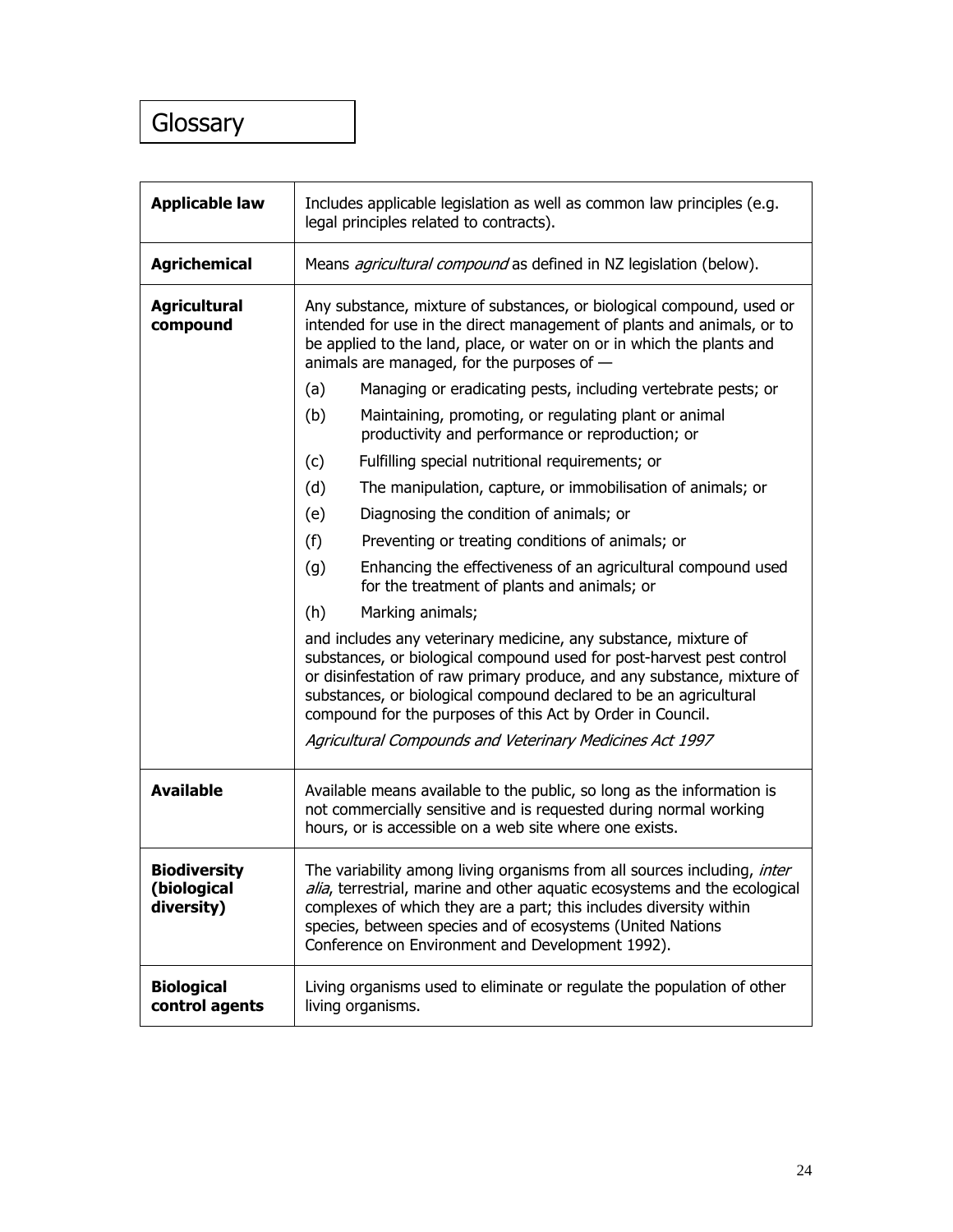# Glossary

| | |
|---|---|
| **Applicable law** | Includes applicable legislation as well as common law principles (e.g. legal principles related to contracts). |
| **Agrichemical** | Means *agricultural compound* as defined in NZ legislation (below). |
| **Agricultural compound** | Any substance, mixture of substances, or biological compound, used or intended for use in the direct management of plants and animals, or to be applied to the land, place, or water on or in which the plants and animals are managed, for the purposes of — <br>(a) Managing or eradicating pests, including vertebrate pests; or <br>(b) Maintaining, promoting, or regulating plant or animal productivity and performance or reproduction; or <br>(c) Fulfilling special nutritional requirements; or <br>(d) The manipulation, capture, or immobilisation of animals; or <br>(e) Diagnosing the condition of animals; or <br>(f) Preventing or treating conditions of animals; or <br>(g) Enhancing the effectiveness of an agricultural compound used for the treatment of plants and animals; or <br>(h) Marking animals; <br>and includes any veterinary medicine, any substance, mixture of substances, or biological compound used for post-harvest pest control or disinfestation of raw primary produce, and any substance, mixture of substances, or biological compound declared to be an agricultural compound for the purposes of this Act by Order in Council. <br>*Agricultural Compounds and Veterinary Medicines Act 1997* |
| **Available** | Available means available to the public, so long as the information is not commercially sensitive and is requested during normal working hours, or is accessible on a web site where one exists. |
| **Biodiversity (biological diversity)** | The variability among living organisms from all sources including, *inter alia*, terrestrial, marine and other aquatic ecosystems and the ecological complexes of which they are a part; this includes diversity within species, between species and of ecosystems (United Nations Conference on Environment and Development 1992). |
| **Biological control agents** | Living organisms used to eliminate or regulate the population of other living organisms. |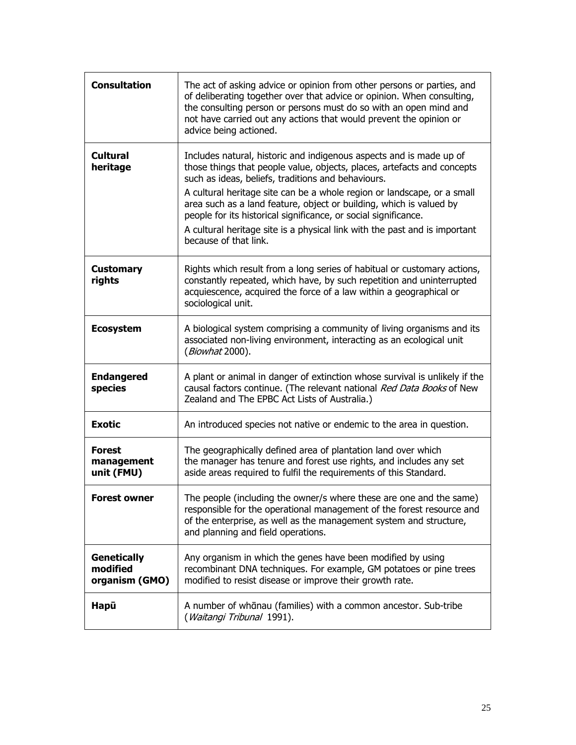| | |
|---|---|
| **Consultation** | The act of asking advice or opinion from other persons or parties, and of deliberating together over that advice or opinion. When consulting, the consulting person or persons must do so with an open mind and not have carried out any actions that would prevent the opinion or advice being actioned. |
| **Cultural heritage** | Includes natural, historic and indigenous aspects and is made up of those things that people value, objects, places, artefacts and concepts such as ideas, beliefs, traditions and behaviours.<br>A cultural heritage site can be a whole region or landscape, or a small area such as a land feature, object or building, which is valued by people for its historical significance, or social significance.<br>A cultural heritage site is a physical link with the past and is important because of that link. |
| **Customary rights** | Rights which result from a long series of habitual or customary actions, constantly repeated, which have, by such repetition and uninterrupted acquiescence, acquired the force of a law within a geographical or sociological unit. |
| **Ecosystem** | A biological system comprising a community of living organisms and its associated non-living environment, interacting as an ecological unit (*Biowhat* 2000). |
| **Endangered species** | A plant or animal in danger of extinction whose survival is unlikely if the causal factors continue. (The relevant national *Red Data Books* of New Zealand and The EPBC Act Lists of Australia.) |
| **Exotic** | An introduced species not native or endemic to the area in question. |
| **Forest management unit (FMU)** | The geographically defined area of plantation land over which the manager has tenure and forest use rights, and includes any set aside areas required to fulfil the requirements of this Standard. |
| **Forest owner** | The people (including the owner/s where these are one and the same) responsible for the operational management of the forest resource and of the enterprise, as well as the management system and structure, and planning and field operations. |
| **Genetically modified organism (GMO)** | Any organism in which the genes have been modified by using recombinant DNA techniques. For example, GM potatoes or pine trees modified to resist disease or improve their growth rate. |
| **Hapū** | A number of whānau (families) with a common ancestor. Sub-tribe (*Waitangi Tribunal* 1991). |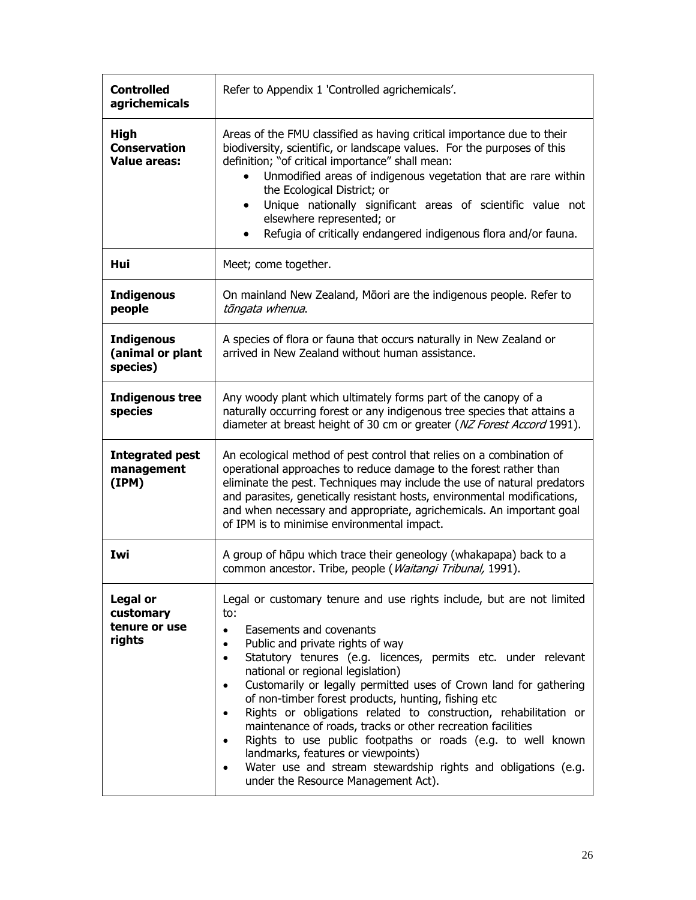| | |
|---|---|
| **Controlled agrichemicals** | Refer to Appendix 1 'Controlled agrichemicals'. |
| **High Conservation Value areas:** | Areas of the FMU classified as having critical importance due to their biodiversity, scientific, or landscape values. For the purposes of this definition; "of critical importance" shall mean:<br>• Unmodified areas of indigenous vegetation that are rare within the Ecological District; or<br>• Unique nationally significant areas of scientific value not elsewhere represented; or<br>• Refugia of critically endangered indigenous flora and/or fauna. |
| **Hui** | Meet; come together. |
| **Indigenous people** | On mainland New Zealand, Māori are the indigenous people. Refer to *tāngata whenua*. |
| **Indigenous (animal or plant species)** | A species of flora or fauna that occurs naturally in New Zealand or arrived in New Zealand without human assistance. |
| **Indigenous tree species** | Any woody plant which ultimately forms part of the canopy of a naturally occurring forest or any indigenous tree species that attains a diameter at breast height of 30 cm or greater (*NZ Forest Accord* 1991). |
| **Integrated pest management (IPM)** | An ecological method of pest control that relies on a combination of operational approaches to reduce damage to the forest rather than eliminate the pest. Techniques may include the use of natural predators and parasites, genetically resistant hosts, environmental modifications, and when necessary and appropriate, agrichemicals. An important goal of IPM is to minimise environmental impact. |
| **Iwi** | A group of hāpu which trace their geneology (whakapapa) back to a common ancestor. Tribe, people (*Waitangi Tribunal,* 1991). |
| **Legal or customary tenure or use rights** | Legal or customary tenure and use rights include, but are not limited to:<br>• Easements and covenants<br>• Public and private rights of way<br>• Statutory tenures (e.g. licences, permits etc. under relevant national or regional legislation)<br>• Customarily or legally permitted uses of Crown land for gathering of non-timber forest products, hunting, fishing etc<br>• Rights or obligations related to construction, rehabilitation or maintenance of roads, tracks or other recreation facilities<br>• Rights to use public footpaths or roads (e.g. to well known landmarks, features or viewpoints)<br>• Water use and stream stewardship rights and obligations (e.g. under the Resource Management Act). |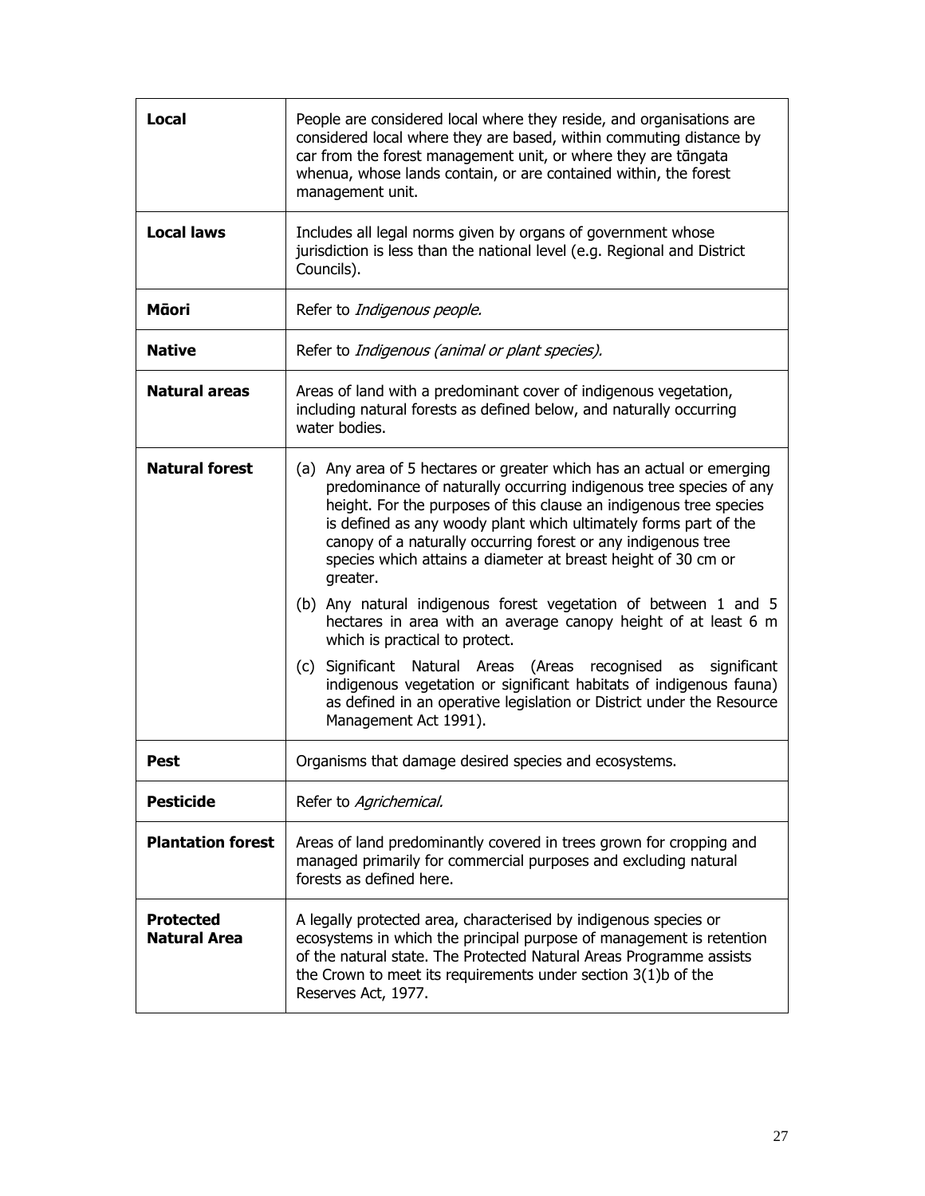| | |
|---|---|
| **Local** | People are considered local where they reside, and organisations are considered local where they are based, within commuting distance by car from the forest management unit, or where they are tāngata whenua, whose lands contain, or are contained within, the forest management unit. |
| **Local laws** | Includes all legal norms given by organs of government whose jurisdiction is less than the national level (e.g. Regional and District Councils). |
| **Māori** | Refer to *Indigenous people.* |
| **Native** | Refer to *Indigenous (animal or plant species).* |
| **Natural areas** | Areas of land with a predominant cover of indigenous vegetation, including natural forests as defined below, and naturally occurring water bodies. |
| **Natural forest** | (a) Any area of 5 hectares or greater which has an actual or emerging predominance of naturally occurring indigenous tree species of any height. For the purposes of this clause an indigenous tree species is defined as any woody plant which ultimately forms part of the canopy of a naturally occurring forest or any indigenous tree species which attains a diameter at breast height of 30 cm or greater.<br>(b) Any natural indigenous forest vegetation of between 1 and 5 hectares in area with an average canopy height of at least 6 m which is practical to protect.<br>(c) Significant Natural Areas (Areas recognised as significant indigenous vegetation or significant habitats of indigenous fauna) as defined in an operative legislation or District under the Resource Management Act 1991). |
| **Pest** | Organisms that damage desired species and ecosystems. |
| **Pesticide** | Refer to *Agrichemical.* |
| **Plantation forest** | Areas of land predominantly covered in trees grown for cropping and managed primarily for commercial purposes and excluding natural forests as defined here. |
| **Protected Natural Area** | A legally protected area, characterised by indigenous species or ecosystems in which the principal purpose of management is retention of the natural state. The Protected Natural Areas Programme assists the Crown to meet its requirements under section 3(1)b of the Reserves Act, 1977. |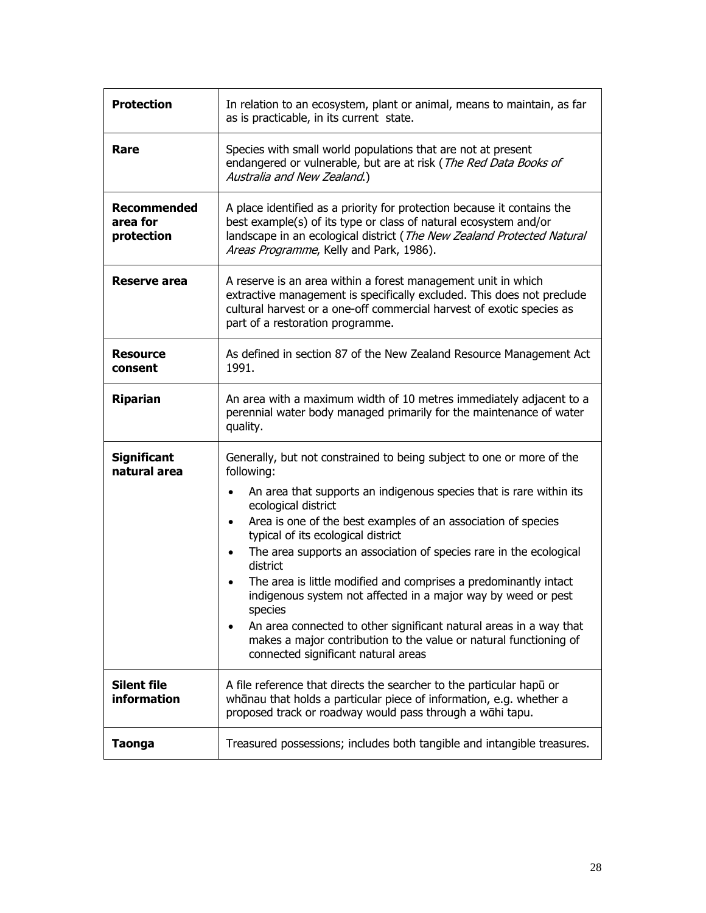| | |
|---|---|
| **Protection** | In relation to an ecosystem, plant or animal, means to maintain, as far as is practicable, in its current state. |
| **Rare** | Species with small world populations that are not at present endangered or vulnerable, but are at risk (*The Red Data Books of Australia and New Zealand*.) |
| **Recommended area for protection** | A place identified as a priority for protection because it contains the best example(s) of its type or class of natural ecosystem and/or landscape in an ecological district (*The New Zealand Protected Natural Areas Programme*, Kelly and Park, 1986). |
| **Reserve area** | A reserve is an area within a forest management unit in which extractive management is specifically excluded. This does not preclude cultural harvest or a one-off commercial harvest of exotic species as part of a restoration programme. |
| **Resource consent** | As defined in section 87 of the New Zealand Resource Management Act 1991. |
| **Riparian** | An area with a maximum width of 10 metres immediately adjacent to a perennial water body managed primarily for the maintenance of water quality. |
| **Significant natural area** | Generally, but not constrained to being subject to one or more of the following:<br>• An area that supports an indigenous species that is rare within its ecological district<br>• Area is one of the best examples of an association of species typical of its ecological district<br>• The area supports an association of species rare in the ecological district<br>• The area is little modified and comprises a predominantly intact indigenous system not affected in a major way by weed or pest species<br>• An area connected to other significant natural areas in a way that makes a major contribution to the value or natural functioning of connected significant natural areas |
| **Silent file information** | A file reference that directs the searcher to the particular hapū or whānau that holds a particular piece of information, e.g. whether a proposed track or roadway would pass through a wāhi tapu. |
| **Taonga** | Treasured possessions; includes both tangible and intangible treasures. |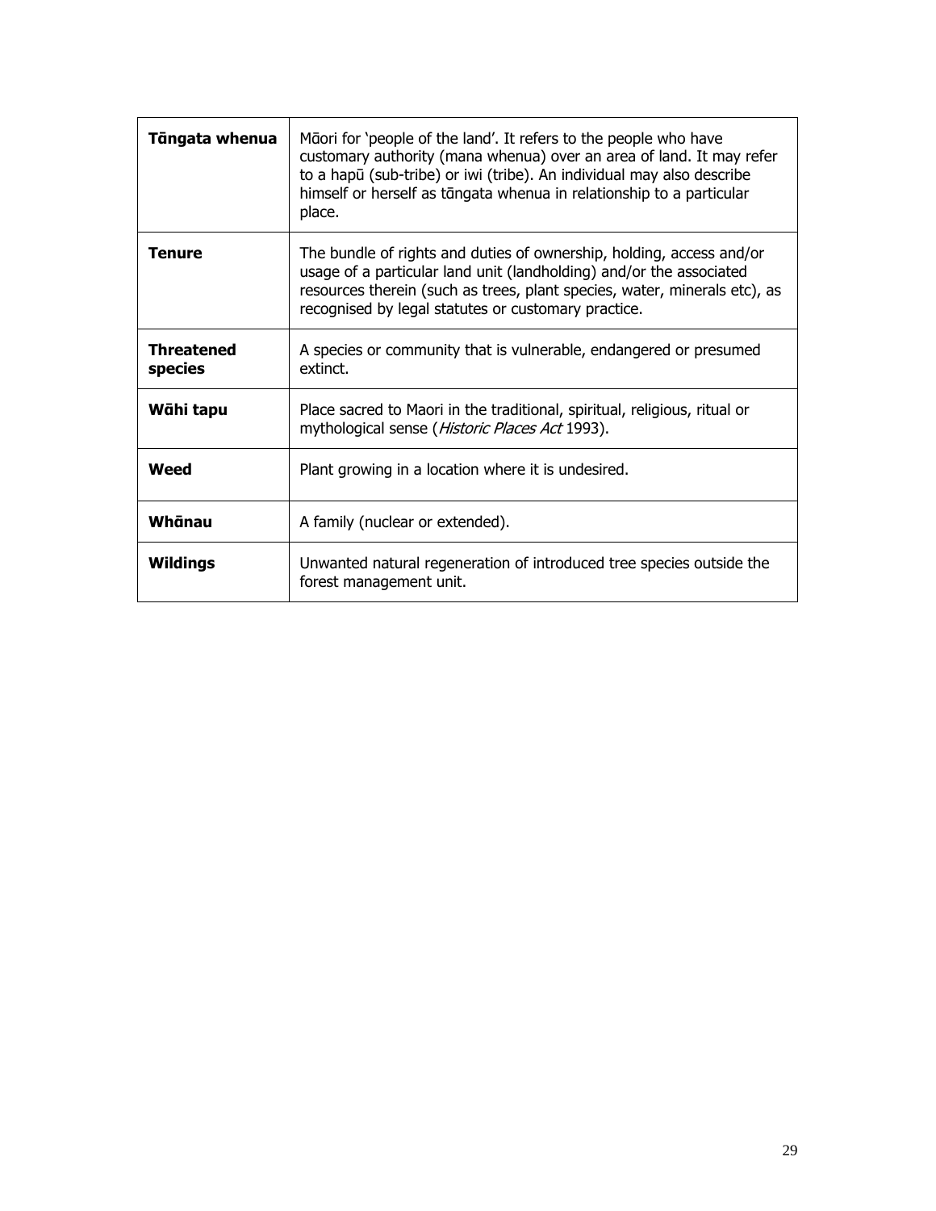| | |
|---|---|
| **Tāngata whenua** | Māori for 'people of the land'. It refers to the people who have customary authority (mana whenua) over an area of land. It may refer to a hapū (sub-tribe) or iwi (tribe). An individual may also describe himself or herself as tāngata whenua in relationship to a particular place. |
| **Tenure** | The bundle of rights and duties of ownership, holding, access and/or usage of a particular land unit (landholding) and/or the associated resources therein (such as trees, plant species, water, minerals etc), as recognised by legal statutes or customary practice. |
| **Threatened species** | A species or community that is vulnerable, endangered or presumed extinct. |
| **Wāhi tapu** | Place sacred to Maori in the traditional, spiritual, religious, ritual or mythological sense (*Historic Places Act* 1993). |
| **Weed** | Plant growing in a location where it is undesired. |
| **Whānau** | A family (nuclear or extended). |
| **Wildings** | Unwanted natural regeneration of introduced tree species outside the forest management unit. |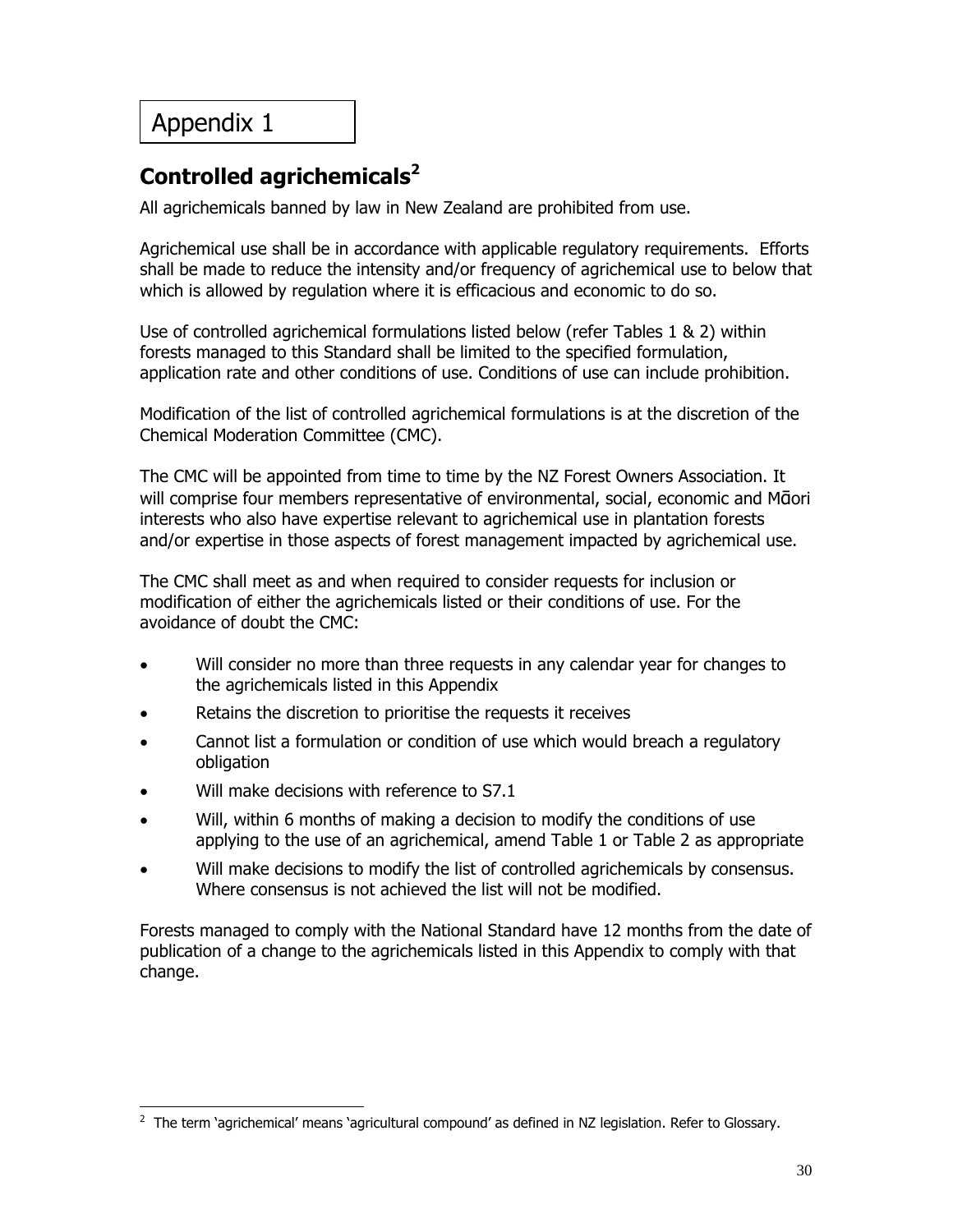# Appendix 1

## Controlled agrichemicals[2]

All agrichemicals banned by law in New Zealand are prohibited from use.

Agrichemical use shall be in accordance with applicable regulatory requirements. Efforts shall be made to reduce the intensity and/or frequency of agrichemical use to below that which is allowed by regulation where it is efficacious and economic to do so.

Use of controlled agrichemical formulations listed below (refer Tables 1 & 2) within forests managed to this Standard shall be limited to the specified formulation, application rate and other conditions of use. Conditions of use can include prohibition.

Modification of the list of controlled agrichemical formulations is at the discretion of the Chemical Moderation Committee (CMC).

The CMC will be appointed from time to time by the NZ Forest Owners Association. It will comprise four members representative of environmental, social, economic and Māori interests who also have expertise relevant to agrichemical use in plantation forests and/or expertise in those aspects of forest management impacted by agrichemical use.

The CMC shall meet as and when required to consider requests for inclusion or modification of either the agrichemicals listed or their conditions of use. For the avoidance of doubt the CMC:

- Will consider no more than three requests in any calendar year for changes to the agrichemicals listed in this Appendix
- Retains the discretion to prioritise the requests it receives
- Cannot list a formulation or condition of use which would breach a regulatory obligation
- Will make decisions with reference to S7.1
- Will, within 6 months of making a decision to modify the conditions of use applying to the use of an agrichemical, amend Table 1 or Table 2 as appropriate
- Will make decisions to modify the list of controlled agrichemicals by consensus. Where consensus is not achieved the list will not be modified.

Forests managed to comply with the National Standard have 12 months from the date of publication of a change to the agrichemicals listed in this Appendix to comply with that change.

[2] The term 'agrichemical' means 'agricultural compound' as defined in NZ legislation. Refer to Glossary.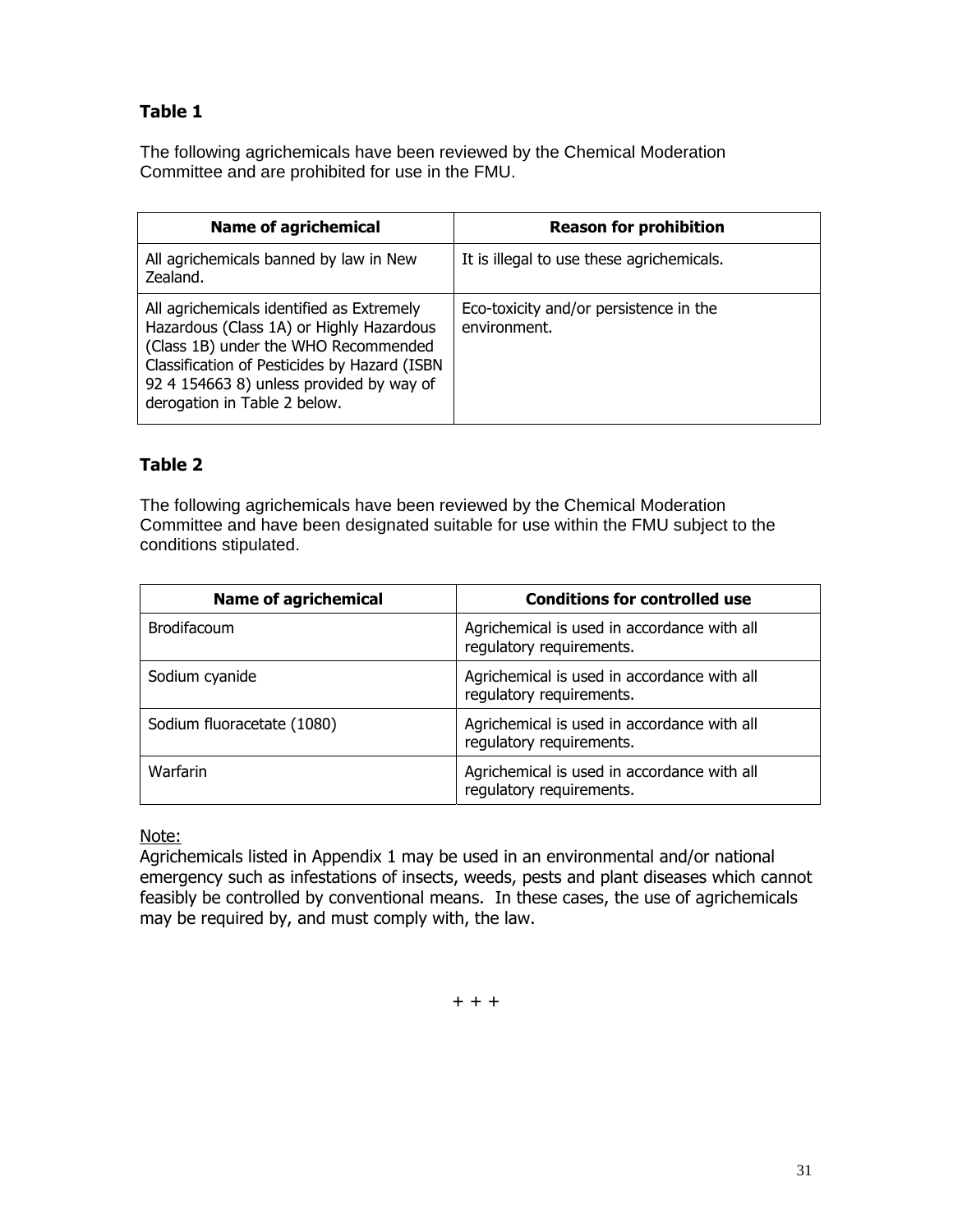**Table 1**

The following agrichemicals have been reviewed by the Chemical Moderation Committee and are prohibited for use in the FMU.

| Name of agrichemical | Reason for prohibition |
|---|---|
| All agrichemicals banned by law in New Zealand. | It is illegal to use these agrichemicals. |
| All agrichemicals identified as Extremely Hazardous (Class 1A) or Highly Hazardous (Class 1B) under the WHO Recommended Classification of Pesticides by Hazard (ISBN 92 4 154663 8) unless provided by way of derogation in Table 2 below. | Eco-toxicity and/or persistence in the environment. |

**Table 2**

The following agrichemicals have been reviewed by the Chemical Moderation Committee and have been designated suitable for use within the FMU subject to the conditions stipulated.

| Name of agrichemical | Conditions for controlled use |
|---|---|
| Brodifacoum | Agrichemical is used in accordance with all regulatory requirements. |
| Sodium cyanide | Agrichemical is used in accordance with all regulatory requirements. |
| Sodium fluoracetate (1080) | Agrichemical is used in accordance with all regulatory requirements. |
| Warfarin | Agrichemical is used in accordance with all regulatory requirements. |

Note:
Agrichemicals listed in Appendix 1 may be used in an environmental and/or national emergency such as infestations of insects, weeds, pests and plant diseases which cannot feasibly be controlled by conventional means. In these cases, the use of agrichemicals may be required by, and must comply with, the law.

+ + +